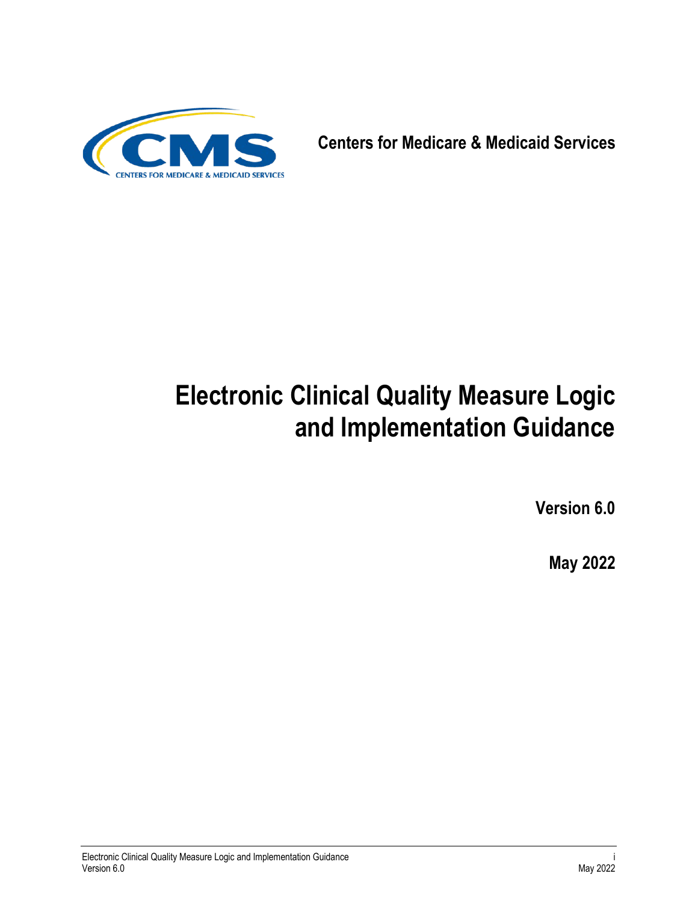Centers for Medicare & Medicaid Services

# Electronic Clinical Quality Measure Logic and Implementation Guidance

**Version 6.0**

**May 2022**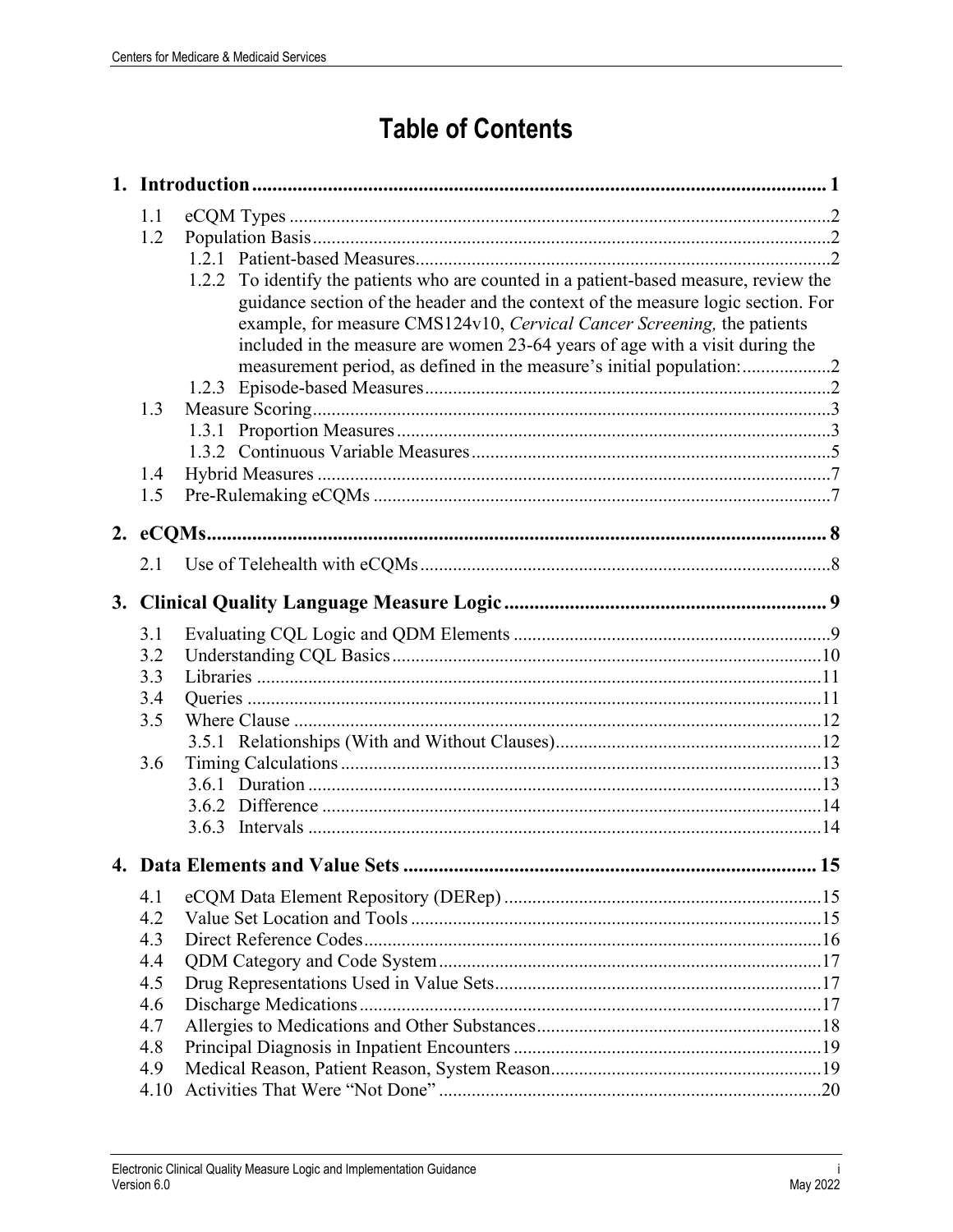# Table of Contents

**1. Introduction ........................................................................................................ 1**

- 1.1 eCQM Types ........................................................................................................ 2
- 1.2 Population Basis .................................................................................................. 2
  - 1.2.1 Patient-based Measures ............................................................................. 2
  - 1.2.2 To identify the patients who are counted in a patient-based measure, review the guidance section of the header and the context of the measure logic section. For example, for measure CMS124v10, *Cervical Cancer Screening,* the patients included in the measure are women 23-64 years of age with a visit during the measurement period, as defined in the measure's initial population: .................. 2
  - 1.2.3 Episode-based Measures ............................................................................ 2
- 1.3 Measure Scoring .................................................................................................. 3
  - 1.3.1 Proportion Measures .................................................................................. 3
  - 1.3.2 Continuous Variable Measures ................................................................... 5
- 1.4 Hybrid Measures .................................................................................................. 7
- 1.5 Pre-Rulemaking eCQMs ...................................................................................... 7

**2. eCQMs .................................................................................................................. 8**

- 2.1 Use of Telehealth with eCQMs ............................................................................. 8

**3. Clinical Quality Language Measure Logic ........................................................ 9**

- 3.1 Evaluating CQL Logic and QDM Elements ......................................................... 9
- 3.2 Understanding CQL Basics ................................................................................. 10
- 3.3 Libraries ............................................................................................................. 11
- 3.4 Queries ............................................................................................................... 11
- 3.5 Where Clause ..................................................................................................... 12
  - 3.5.1 Relationships (With and Without Clauses) ............................................... 12
- 3.6 Timing Calculations ............................................................................................ 13
  - 3.6.1 Duration .................................................................................................... 13
  - 3.6.2 Difference ................................................................................................. 14
  - 3.6.3 Intervals .................................................................................................... 14

**4. Data Elements and Value Sets ......................................................................... 15**

- 4.1 eCQM Data Element Repository (DERep) ......................................................... 15
- 4.2 Value Set Location and Tools ............................................................................. 15
- 4.3 Direct Reference Codes ...................................................................................... 16
- 4.4 QDM Category and Code System ....................................................................... 17
- 4.5 Drug Representations Used in Value Sets .......................................................... 17
- 4.6 Discharge Medications ....................................................................................... 17
- 4.7 Allergies to Medications and Other Substances .................................................. 18
- 4.8 Principal Diagnosis in Inpatient Encounters ....................................................... 19
- 4.9 Medical Reason, Patient Reason, System Reason ............................................... 19
- 4.10 Activities That Were "Not Done" ..................................................................... 20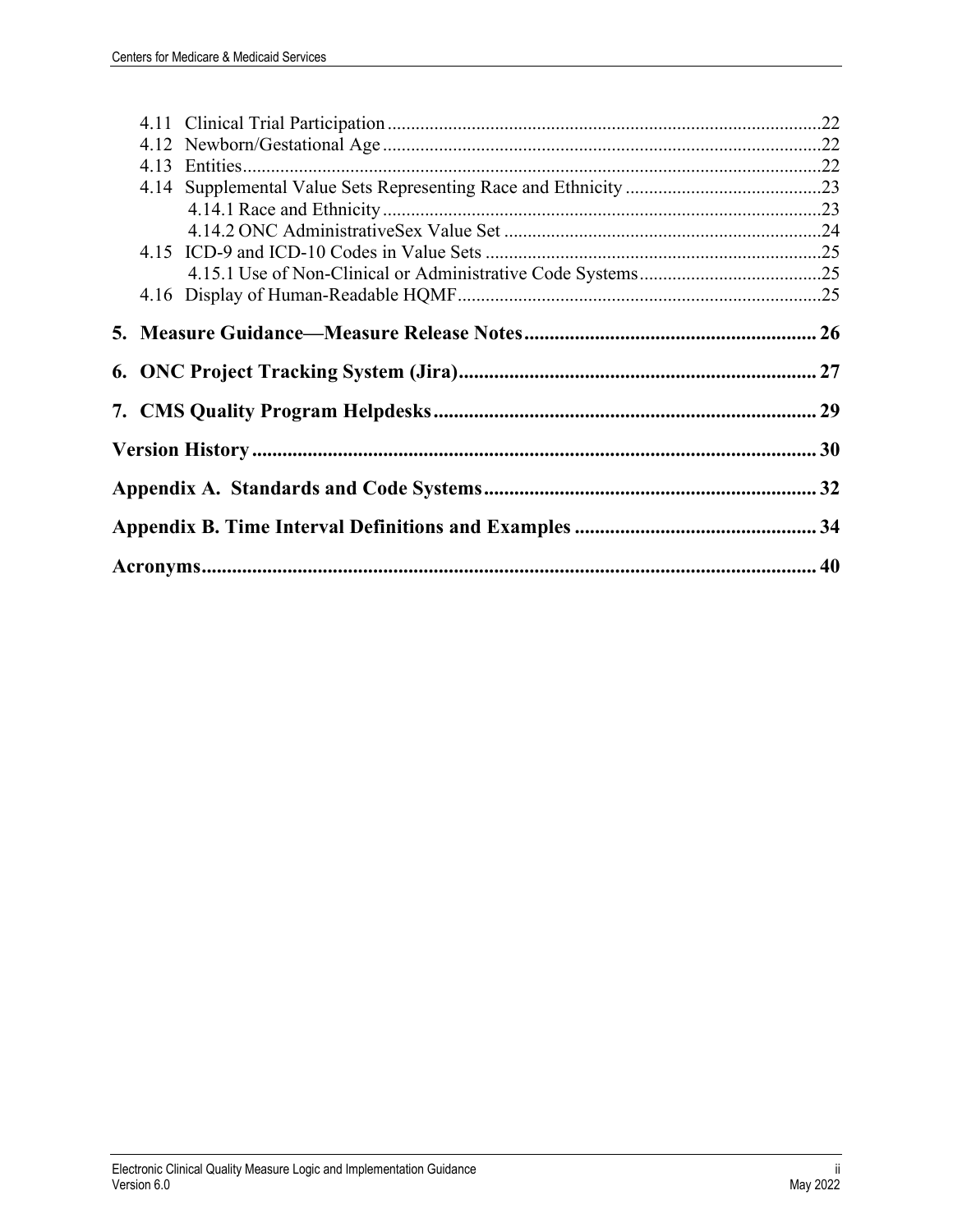4.11 Clinical Trial Participation ............................................................................................22
4.12 Newborn/Gestational Age .............................................................................................22
4.13 Entities............................................................................................................................22
4.14 Supplemental Value Sets Representing Race and Ethnicity ..........................................23
4.14.1 Race and Ethnicity .............................................................................................23
4.14.2 ONC AdministrativeSex Value Set ...................................................................24
4.15 ICD-9 and ICD-10 Codes in Value Sets .......................................................................25
4.15.1 Use of Non-Clinical or Administrative Code Systems.......................................25
4.16 Display of Human-Readable HQMF.............................................................................25

**5. Measure Guidance—Measure Release Notes......................................................... 26**

**6. ONC Project Tracking System (Jira)....................................................................... 27**

**7. CMS Quality Program Helpdesks ............................................................................ 29**

**Version History ................................................................................................................ 30**

**Appendix A. Standards and Code Systems.................................................................. 32**

**Appendix B. Time Interval Definitions and Examples ................................................ 34**

**Acronyms.......................................................................................................................... 40**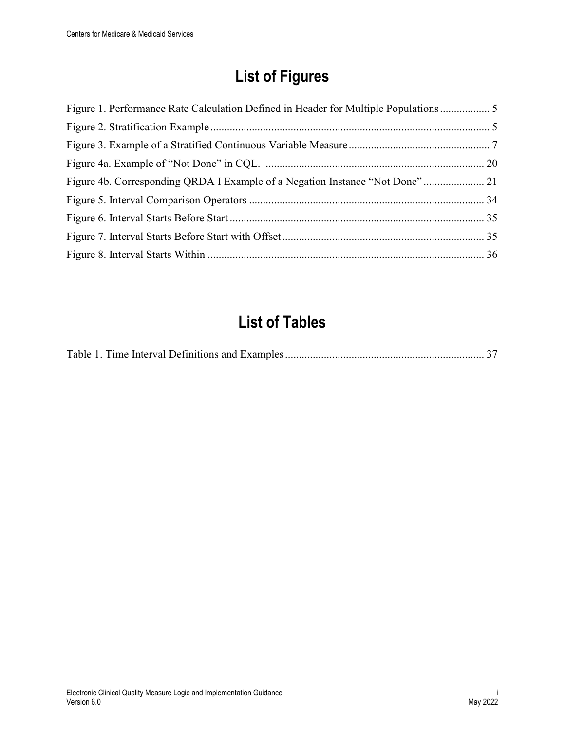# List of Figures

Figure 1. Performance Rate Calculation Defined in Header for Multiple Populations .................. 5
Figure 2. Stratification Example ..................................................................................................... 5
Figure 3. Example of a Stratified Continuous Variable Measure ................................................... 7
Figure 4a. Example of “Not Done” in CQL. ............................................................................... 20
Figure 4b. Corresponding QRDA I Example of a Negation Instance “Not Done” ...................... 21
Figure 5. Interval Comparison Operators ..................................................................................... 34
Figure 6. Interval Starts Before Start ............................................................................................ 35
Figure 7. Interval Starts Before Start with Offset ......................................................................... 35
Figure 8. Interval Starts Within .................................................................................................... 36

# List of Tables

Table 1. Time Interval Definitions and Examples ........................................................................ 37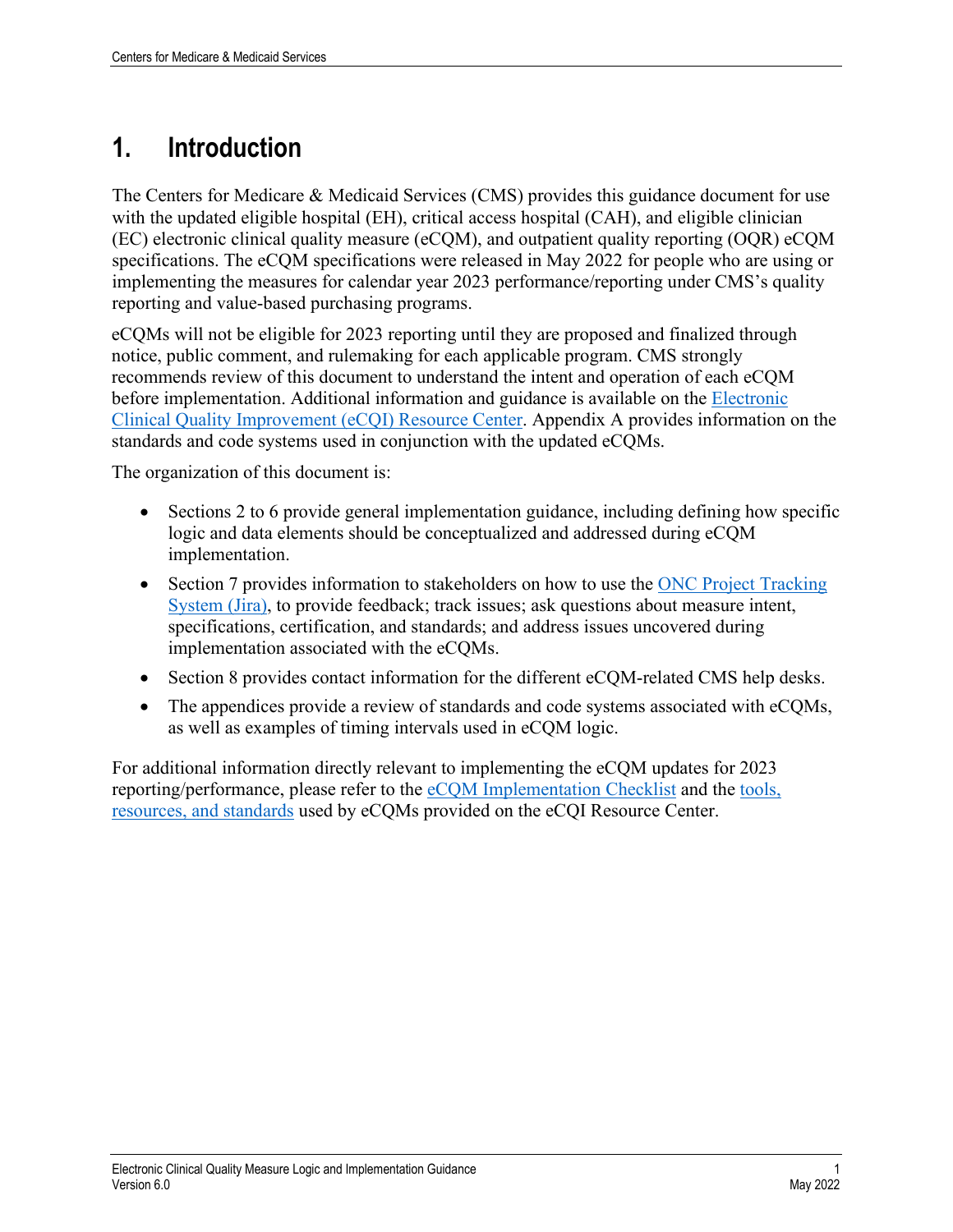# 1. Introduction

The Centers for Medicare & Medicaid Services (CMS) provides this guidance document for use with the updated eligible hospital (EH), critical access hospital (CAH), and eligible clinician (EC) electronic clinical quality measure (eCQM), and outpatient quality reporting (OQR) eCQM specifications. The eCQM specifications were released in May 2022 for people who are using or implementing the measures for calendar year 2023 performance/reporting under CMS's quality reporting and value-based purchasing programs.

eCQMs will not be eligible for 2023 reporting until they are proposed and finalized through notice, public comment, and rulemaking for each applicable program. CMS strongly recommends review of this document to understand the intent and operation of each eCQM before implementation. Additional information and guidance is available on the Electronic Clinical Quality Improvement (eCQI) Resource Center. Appendix A provides information on the standards and code systems used in conjunction with the updated eCQMs.

The organization of this document is:

- Sections 2 to 6 provide general implementation guidance, including defining how specific logic and data elements should be conceptualized and addressed during eCQM implementation.
- Section 7 provides information to stakeholders on how to use the ONC Project Tracking System (Jira), to provide feedback; track issues; ask questions about measure intent, specifications, certification, and standards; and address issues uncovered during implementation associated with the eCQMs.
- Section 8 provides contact information for the different eCQM-related CMS help desks.
- The appendices provide a review of standards and code systems associated with eCQMs, as well as examples of timing intervals used in eCQM logic.

For additional information directly relevant to implementing the eCQM updates for 2023 reporting/performance, please refer to the eCQM Implementation Checklist and the tools, resources, and standards used by eCQMs provided on the eCQI Resource Center.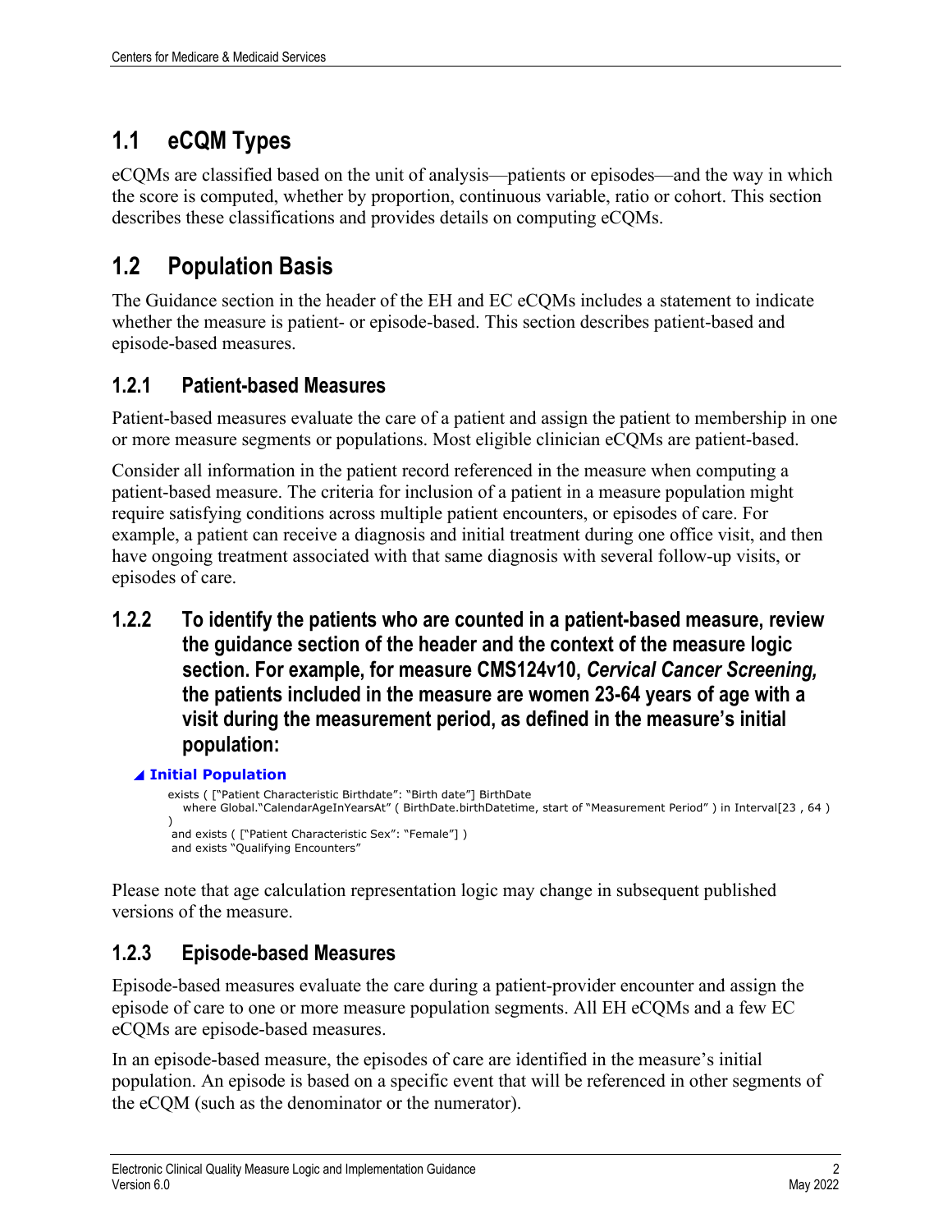## 1.1 eCQM Types

eCQMs are classified based on the unit of analysis—patients or episodes—and the way in which the score is computed, whether by proportion, continuous variable, ratio or cohort. This section describes these classifications and provides details on computing eCQMs.

## 1.2 Population Basis

The Guidance section in the header of the EH and EC eCQMs includes a statement to indicate whether the measure is patient- or episode-based. This section describes patient-based and episode-based measures.

### 1.2.1 Patient-based Measures

Patient-based measures evaluate the care of a patient and assign the patient to membership in one or more measure segments or populations. Most eligible clinician eCQMs are patient-based.

Consider all information in the patient record referenced in the measure when computing a patient-based measure. The criteria for inclusion of a patient in a measure population might require satisfying conditions across multiple patient encounters, or episodes of care. For example, a patient can receive a diagnosis and initial treatment during one office visit, and then have ongoing treatment associated with that same diagnosis with several follow-up visits, or episodes of care.

### 1.2.2 To identify the patients who are counted in a patient-based measure, review the guidance section of the header and the context of the measure logic section. For example, for measure CMS124v10, *Cervical Cancer Screening,* the patients included in the measure are women 23-64 years of age with a visit during the measurement period, as defined in the measure's initial population:

**Initial Population**

```
exists ( ["Patient Characteristic Birthdate": "Birth date"] BirthDate
   where Global."CalendarAgeInYearsAt" ( BirthDate.birthDatetime, start of "Measurement Period" ) in Interval[23 , 64 )
)
 and exists ( ["Patient Characteristic Sex": "Female"] )
 and exists "Qualifying Encounters"
```

Please note that age calculation representation logic may change in subsequent published versions of the measure.

### 1.2.3 Episode-based Measures

Episode-based measures evaluate the care during a patient-provider encounter and assign the episode of care to one or more measure population segments. All EH eCQMs and a few EC eCQMs are episode-based measures.

In an episode-based measure, the episodes of care are identified in the measure's initial population. An episode is based on a specific event that will be referenced in other segments of the eCQM (such as the denominator or the numerator).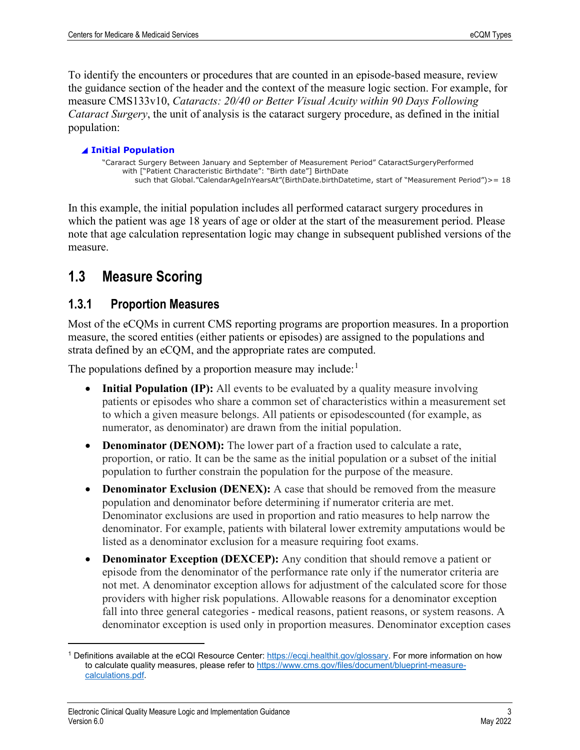To identify the encounters or procedures that are counted in an episode-based measure, review the guidance section of the header and the context of the measure logic section. For example, for measure CMS133v10, *Cataracts: 20/40 or Better Visual Acuity within 90 Days Following Cataract Surgery*, the unit of analysis is the cataract surgery procedure, as defined in the initial population:

**◢ Initial Population**

```
"Cararact Surgery Between January and September of Measurement Period" CataractSurgeryPerformed
    with ["Patient Characteristic Birthdate": "Birth date"] BirthDate
        such that Global."CalendarAgeInYearsAt"(BirthDate.birthDatetime, start of "Measurement Period")>= 18
```

In this example, the initial population includes all performed cataract surgery procedures in which the patient was age 18 years of age or older at the start of the measurement period. Please note that age calculation representation logic may change in subsequent published versions of the measure.

## 1.3 Measure Scoring

### 1.3.1 Proportion Measures

Most of the eCQMs in current CMS reporting programs are proportion measures. In a proportion measure, the scored entities (either patients or episodes) are assigned to the populations and strata defined by an eCQM, and the appropriate rates are computed.

The populations defined by a proportion measure may include:[1]

- **Initial Population (IP):** All events to be evaluated by a quality measure involving patients or episodes who share a common set of characteristics within a measurement set to which a given measure belongs. All patients or episodescounted (for example, as numerator, as denominator) are drawn from the initial population.
- **Denominator (DENOM):** The lower part of a fraction used to calculate a rate, proportion, or ratio. It can be the same as the initial population or a subset of the initial population to further constrain the population for the purpose of the measure.
- **Denominator Exclusion (DENEX):** A case that should be removed from the measure population and denominator before determining if numerator criteria are met. Denominator exclusions are used in proportion and ratio measures to help narrow the denominator. For example, patients with bilateral lower extremity amputations would be listed as a denominator exclusion for a measure requiring foot exams.
- **Denominator Exception (DEXCEP):** Any condition that should remove a patient or episode from the denominator of the performance rate only if the numerator criteria are not met. A denominator exception allows for adjustment of the calculated score for those providers with higher risk populations. Allowable reasons for a denominator exception fall into three general categories - medical reasons, patient reasons, or system reasons. A denominator exception is used only in proportion measures. Denominator exception cases

[1] Definitions available at the eCQI Resource Center: https://ecqi.healthit.gov/glossary. For more information on how to calculate quality measures, please refer to https://www.cms.gov/files/document/blueprint-measure-calculations.pdf.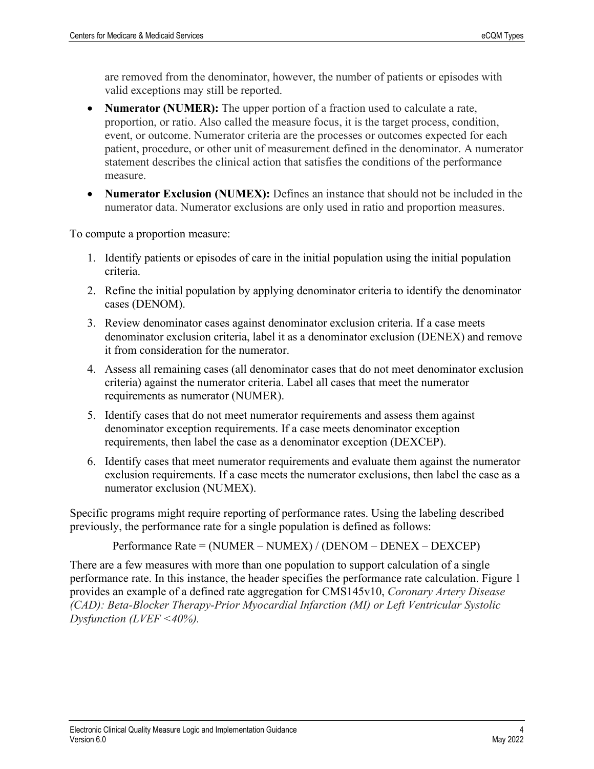are removed from the denominator, however, the number of patients or episodes with valid exceptions may still be reported.

- **Numerator (NUMER):** The upper portion of a fraction used to calculate a rate, proportion, or ratio. Also called the measure focus, it is the target process, condition, event, or outcome. Numerator criteria are the processes or outcomes expected for each patient, procedure, or other unit of measurement defined in the denominator. A numerator statement describes the clinical action that satisfies the conditions of the performance measure.
- **Numerator Exclusion (NUMEX):** Defines an instance that should not be included in the numerator data. Numerator exclusions are only used in ratio and proportion measures.

To compute a proportion measure:

1. Identify patients or episodes of care in the initial population using the initial population criteria.
2. Refine the initial population by applying denominator criteria to identify the denominator cases (DENOM).
3. Review denominator cases against denominator exclusion criteria. If a case meets denominator exclusion criteria, label it as a denominator exclusion (DENEX) and remove it from consideration for the numerator.
4. Assess all remaining cases (all denominator cases that do not meet denominator exclusion criteria) against the numerator criteria. Label all cases that meet the numerator requirements as numerator (NUMER).
5. Identify cases that do not meet numerator requirements and assess them against denominator exception requirements. If a case meets denominator exception requirements, then label the case as a denominator exception (DEXCEP).
6. Identify cases that meet numerator requirements and evaluate them against the numerator exclusion requirements. If a case meets the numerator exclusions, then label the case as a numerator exclusion (NUMEX).

Specific programs might require reporting of performance rates. Using the labeling described previously, the performance rate for a single population is defined as follows:

Performance Rate = (NUMER – NUMEX) / (DENOM – DENEX – DEXCEP)

There are a few measures with more than one population to support calculation of a single performance rate. In this instance, the header specifies the performance rate calculation. Figure 1 provides an example of a defined rate aggregation for CMS145v10, *Coronary Artery Disease (CAD): Beta-Blocker Therapy-Prior Myocardial Infarction (MI) or Left Ventricular Systolic Dysfunction (LVEF <40%).*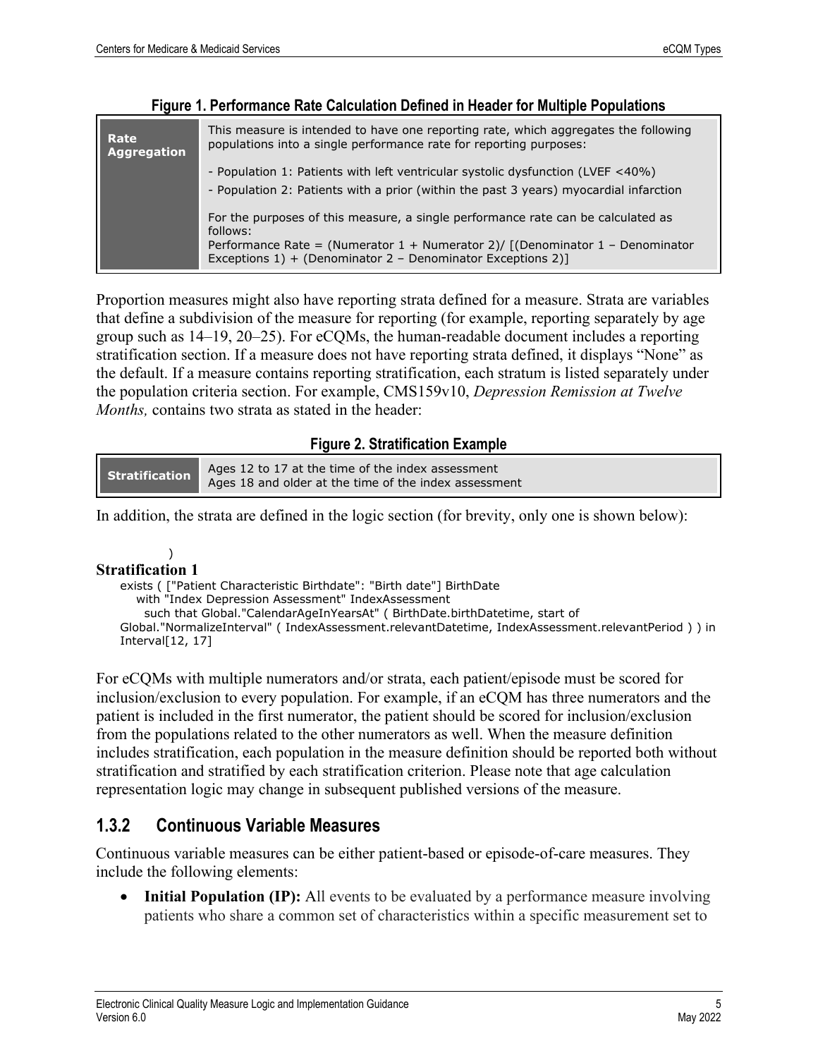**Figure 1. Performance Rate Calculation Defined in Header for Multiple Populations**

| | |
|---|---|
| **Rate Aggregation** | This measure is intended to have one reporting rate, which aggregates the following populations into a single performance rate for reporting purposes:<br><br>- Population 1: Patients with left ventricular systolic dysfunction (LVEF <40%)<br>- Population 2: Patients with a prior (within the past 3 years) myocardial infarction<br><br>For the purposes of this measure, a single performance rate can be calculated as follows:<br>Performance Rate = (Numerator 1 + Numerator 2)/ [(Denominator 1 – Denominator Exceptions 1) + (Denominator 2 – Denominator Exceptions 2)] |

Proportion measures might also have reporting strata defined for a measure. Strata are variables that define a subdivision of the measure for reporting (for example, reporting separately by age group such as 14–19, 20–25). For eCQMs, the human-readable document includes a reporting stratification section. If a measure does not have reporting strata defined, it displays "None" as the default. If a measure contains reporting stratification, each stratum is listed separately under the population criteria section. For example, CMS159v10, *Depression Remission at Twelve Months,* contains two strata as stated in the header:

**Figure 2. Stratification Example**

| | |
|---|---|
| **Stratification** | Ages 12 to 17 at the time of the index assessment<br>Ages 18 and older at the time of the index assessment |

In addition, the strata are defined in the logic section (for brevity, only one is shown below):

```
)
```

**Stratification 1**

```
exists ( ["Patient Characteristic Birthdate": "Birth date"] BirthDate
   with "Index Depression Assessment" IndexAssessment
     such that Global."CalendarAgeInYearsAt" ( BirthDate.birthDatetime, start of
Global."NormalizeInterval" ( IndexAssessment.relevantDatetime, IndexAssessment.relevantPeriod ) ) in
Interval[12, 17]
```

For eCQMs with multiple numerators and/or strata, each patient/episode must be scored for inclusion/exclusion to every population. For example, if an eCQM has three numerators and the patient is included in the first numerator, the patient should be scored for inclusion/exclusion from the populations related to the other numerators as well. When the measure definition includes stratification, each population in the measure definition should be reported both without stratification and stratified by each stratification criterion. Please note that age calculation representation logic may change in subsequent published versions of the measure.

### 1.3.2 Continuous Variable Measures

Continuous variable measures can be either patient-based or episode-of-care measures. They include the following elements:

- **Initial Population (IP):** All events to be evaluated by a performance measure involving patients who share a common set of characteristics within a specific measurement set to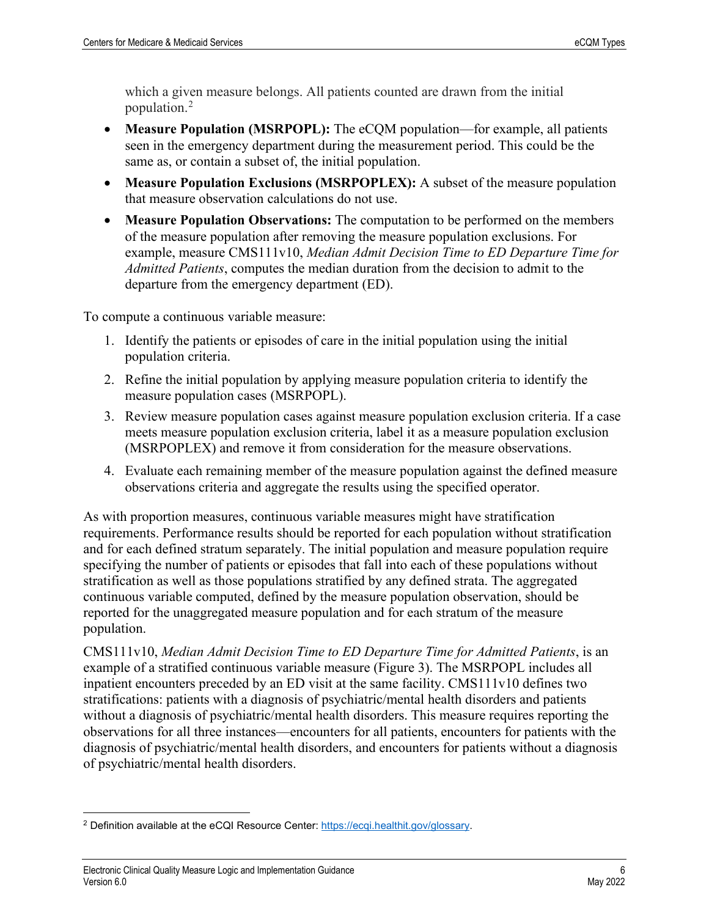which a given measure belongs. All patients counted are drawn from the initial population.[2]

- **Measure Population (MSRPOPL):** The eCQM population—for example, all patients seen in the emergency department during the measurement period. This could be the same as, or contain a subset of, the initial population.
- **Measure Population Exclusions (MSRPOPLEX):** A subset of the measure population that measure observation calculations do not use.
- **Measure Population Observations:** The computation to be performed on the members of the measure population after removing the measure population exclusions. For example, measure CMS111v10, *Median Admit Decision Time to ED Departure Time for Admitted Patients*, computes the median duration from the decision to admit to the departure from the emergency department (ED).

To compute a continuous variable measure:

1. Identify the patients or episodes of care in the initial population using the initial population criteria.
2. Refine the initial population by applying measure population criteria to identify the measure population cases (MSRPOPL).
3. Review measure population cases against measure population exclusion criteria. If a case meets measure population exclusion criteria, label it as a measure population exclusion (MSRPOPLEX) and remove it from consideration for the measure observations.
4. Evaluate each remaining member of the measure population against the defined measure observations criteria and aggregate the results using the specified operator.

As with proportion measures, continuous variable measures might have stratification requirements. Performance results should be reported for each population without stratification and for each defined stratum separately. The initial population and measure population require specifying the number of patients or episodes that fall into each of these populations without stratification as well as those populations stratified by any defined strata. The aggregated continuous variable computed, defined by the measure population observation, should be reported for the unaggregated measure population and for each stratum of the measure population.

CMS111v10, *Median Admit Decision Time to ED Departure Time for Admitted Patients*, is an example of a stratified continuous variable measure (Figure 3). The MSRPOPL includes all inpatient encounters preceded by an ED visit at the same facility. CMS111v10 defines two stratifications: patients with a diagnosis of psychiatric/mental health disorders and patients without a diagnosis of psychiatric/mental health disorders. This measure requires reporting the observations for all three instances—encounters for all patients, encounters for patients with the diagnosis of psychiatric/mental health disorders, and encounters for patients without a diagnosis of psychiatric/mental health disorders.

[2] Definition available at the eCQI Resource Center: https://ecqi.healthit.gov/glossary.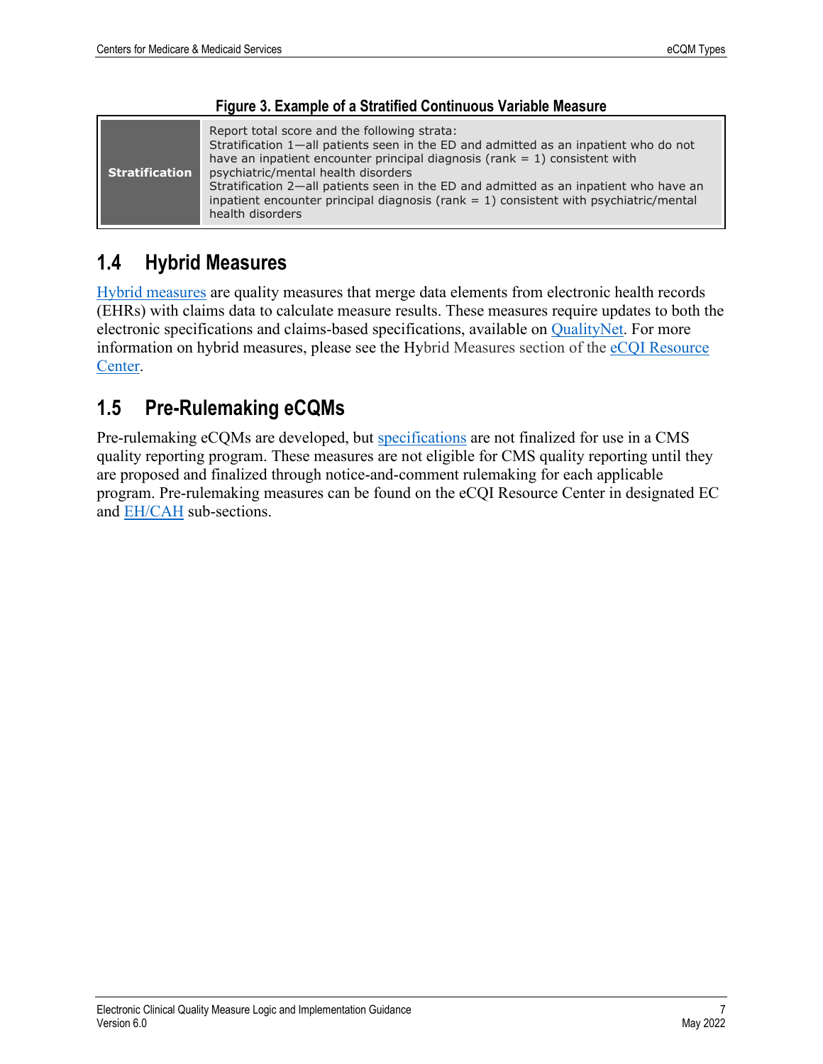**Figure 3. Example of a Stratified Continuous Variable Measure**

| Stratification | Report total score and the following strata:<br>Stratification 1—all patients seen in the ED and admitted as an inpatient who do not have an inpatient encounter principal diagnosis (rank = 1) consistent with psychiatric/mental health disorders<br>Stratification 2—all patients seen in the ED and admitted as an inpatient who have an inpatient encounter principal diagnosis (rank = 1) consistent with psychiatric/mental health disorders |
|---|---|

## 1.4 Hybrid Measures

Hybrid measures are quality measures that merge data elements from electronic health records (EHRs) with claims data to calculate measure results. These measures require updates to both the electronic specifications and claims-based specifications, available on QualityNet. For more information on hybrid measures, please see the Hybrid Measures section of the eCQI Resource Center.

## 1.5 Pre-Rulemaking eCQMs

Pre-rulemaking eCQMs are developed, but specifications are not finalized for use in a CMS quality reporting program. These measures are not eligible for CMS quality reporting until they are proposed and finalized through notice-and-comment rulemaking for each applicable program. Pre-rulemaking measures can be found on the eCQI Resource Center in designated EC and EH/CAH sub-sections.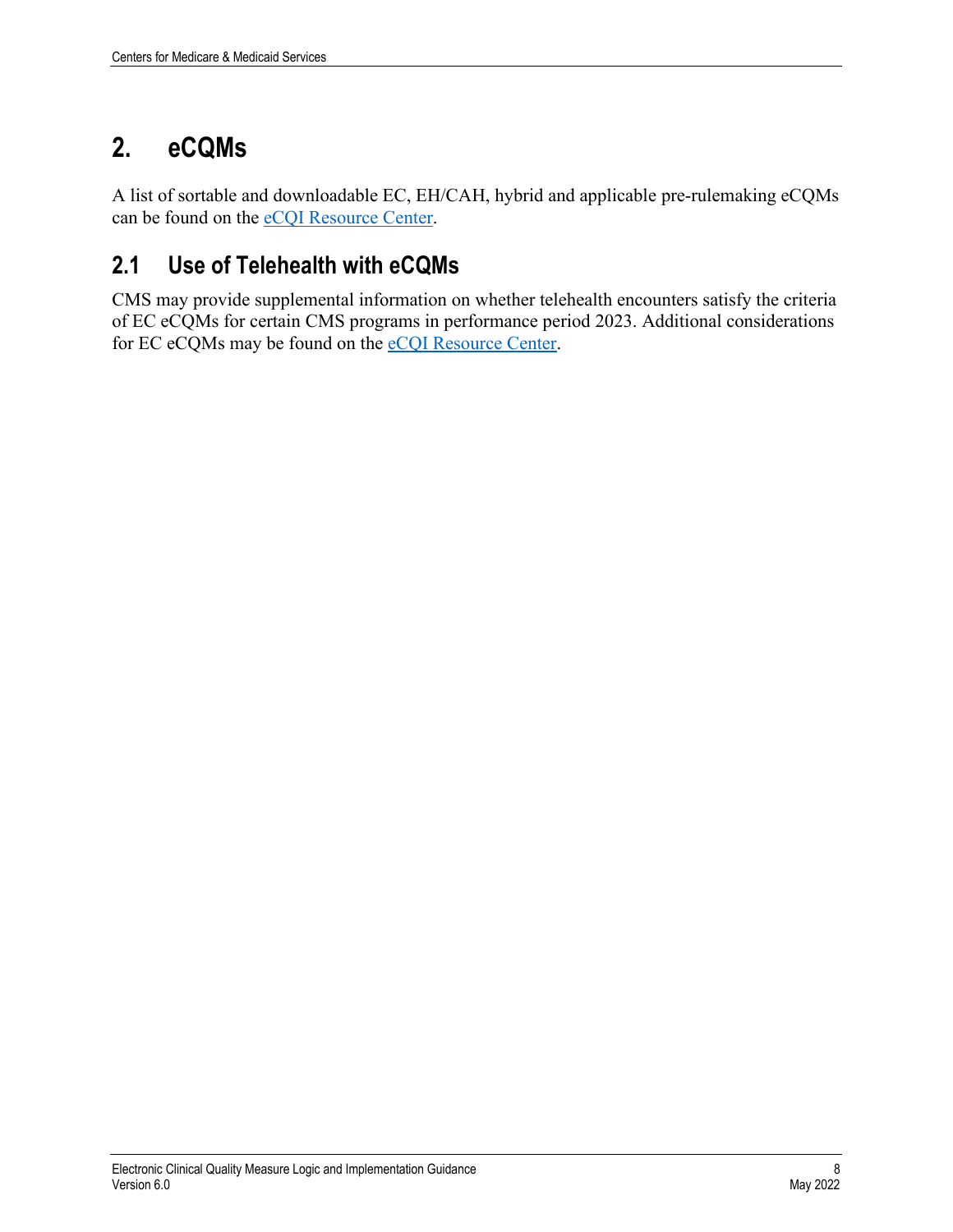# 2. eCQMs

A list of sortable and downloadable EC, EH/CAH, hybrid and applicable pre-rulemaking eCQMs can be found on the eCQI Resource Center.

## 2.1 Use of Telehealth with eCQMs

CMS may provide supplemental information on whether telehealth encounters satisfy the criteria of EC eCQMs for certain CMS programs in performance period 2023. Additional considerations for EC eCQMs may be found on the eCQI Resource Center.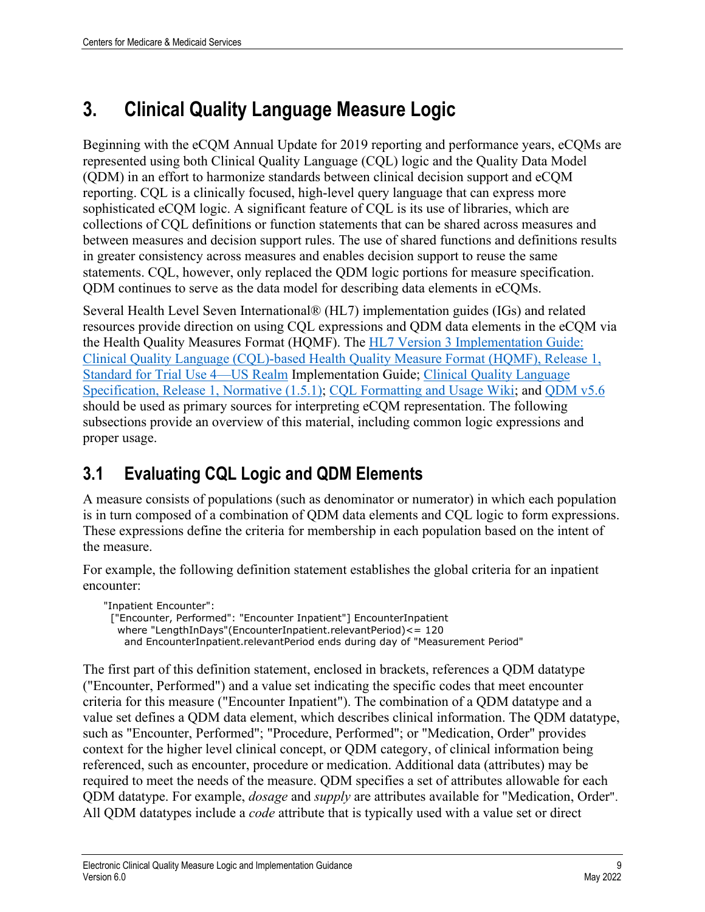# 3. Clinical Quality Language Measure Logic

Beginning with the eCQM Annual Update for 2019 reporting and performance years, eCQMs are represented using both Clinical Quality Language (CQL) logic and the Quality Data Model (QDM) in an effort to harmonize standards between clinical decision support and eCQM reporting. CQL is a clinically focused, high-level query language that can express more sophisticated eCQM logic. A significant feature of CQL is its use of libraries, which are collections of CQL definitions or function statements that can be shared across measures and between measures and decision support rules. The use of shared functions and definitions results in greater consistency across measures and enables decision support to reuse the same statements. CQL, however, only replaced the QDM logic portions for measure specification. QDM continues to serve as the data model for describing data elements in eCQMs.

Several Health Level Seven International® (HL7) implementation guides (IGs) and related resources provide direction on using CQL expressions and QDM data elements in the eCQM via the Health Quality Measures Format (HQMF). The HL7 Version 3 Implementation Guide: Clinical Quality Language (CQL)-based Health Quality Measure Format (HQMF), Release 1, Standard for Trial Use 4—US Realm Implementation Guide; Clinical Quality Language Specification, Release 1, Normative (1.5.1); CQL Formatting and Usage Wiki; and QDM v5.6 should be used as primary sources for interpreting eCQM representation. The following subsections provide an overview of this material, including common logic expressions and proper usage.

## 3.1 Evaluating CQL Logic and QDM Elements

A measure consists of populations (such as denominator or numerator) in which each population is in turn composed of a combination of QDM data elements and CQL logic to form expressions. These expressions define the criteria for membership in each population based on the intent of the measure.

For example, the following definition statement establishes the global criteria for an inpatient encounter:

```
"Inpatient Encounter":
  ["Encounter, Performed": "Encounter Inpatient"] EncounterInpatient
    where "LengthInDays"(EncounterInpatient.relevantPeriod)<= 120
      and EncounterInpatient.relevantPeriod ends during day of "Measurement Period"
```

The first part of this definition statement, enclosed in brackets, references a QDM datatype ("Encounter, Performed") and a value set indicating the specific codes that meet encounter criteria for this measure ("Encounter Inpatient"). The combination of a QDM datatype and a value set defines a QDM data element, which describes clinical information. The QDM datatype, such as "Encounter, Performed"; "Procedure, Performed"; or "Medication, Order" provides context for the higher level clinical concept, or QDM category, of clinical information being referenced, such as encounter, procedure or medication. Additional data (attributes) may be required to meet the needs of the measure. QDM specifies a set of attributes allowable for each QDM datatype. For example, *dosage* and *supply* are attributes available for "Medication, Order". All QDM datatypes include a *code* attribute that is typically used with a value set or direct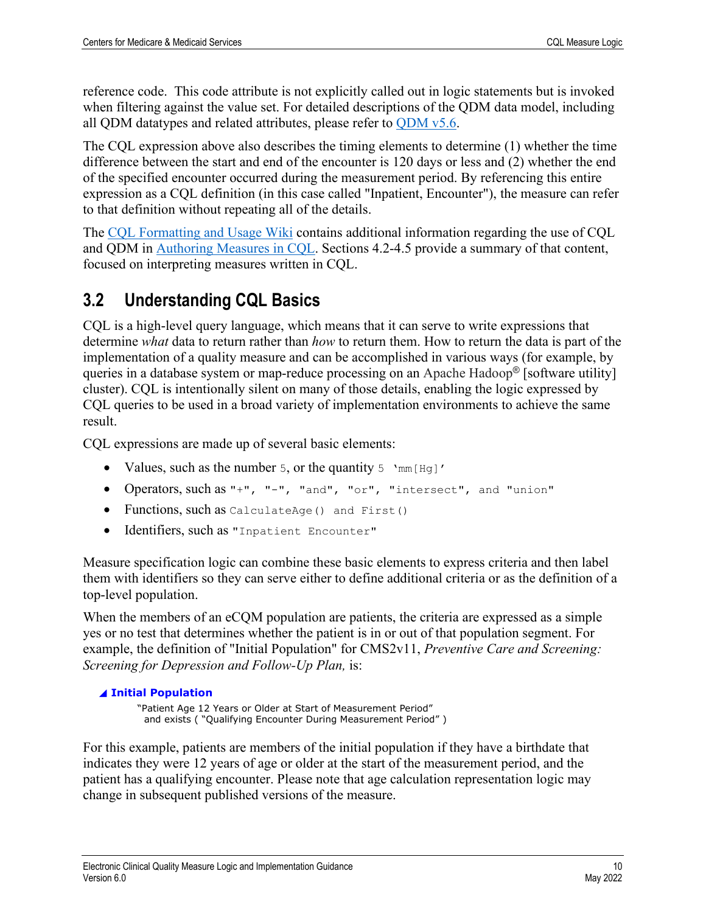reference code. This code attribute is not explicitly called out in logic statements but is invoked when filtering against the value set. For detailed descriptions of the QDM data model, including all QDM datatypes and related attributes, please refer to [QDM v5.6](#).

The CQL expression above also describes the timing elements to determine (1) whether the time difference between the start and end of the encounter is 120 days or less and (2) whether the end of the specified encounter occurred during the measurement period. By referencing this entire expression as a CQL definition (in this case called "Inpatient, Encounter"), the measure can refer to that definition without repeating all of the details.

The [CQL Formatting and Usage Wiki](#) contains additional information regarding the use of CQL and QDM in [Authoring Measures in CQL](#). Sections 4.2-4.5 provide a summary of that content, focused on interpreting measures written in CQL.

## 3.2 Understanding CQL Basics

CQL is a high-level query language, which means that it can serve to write expressions that determine *what* data to return rather than *how* to return them. How to return the data is part of the implementation of a quality measure and can be accomplished in various ways (for example, by queries in a database system or map-reduce processing on an Apache Hadoop® [software utility] cluster). CQL is intentionally silent on many of those details, enabling the logic expressed by CQL queries to be used in a broad variety of implementation environments to achieve the same result.

CQL expressions are made up of several basic elements:

- Values, such as the number `5`, or the quantity `5 'mm[Hg]'`
- Operators, such as `"+", "-", "and", "or", "intersect", and "union"`
- Functions, such as `CalculateAge() and First()`
- Identifiers, such as `"Inpatient Encounter"`

Measure specification logic can combine these basic elements to express criteria and then label them with identifiers so they can serve either to define additional criteria or as the definition of a top-level population.

When the members of an eCQM population are patients, the criteria are expressed as a simple yes or no test that determines whether the patient is in or out of that population segment. For example, the definition of "Initial Population" for CMS2v11, *Preventive Care and Screening: Screening for Depression and Follow-Up Plan,* is:

**◢ Initial Population**

```
"Patient Age 12 Years or Older at Start of Measurement Period"
  and exists ( "Qualifying Encounter During Measurement Period" )
```

For this example, patients are members of the initial population if they have a birthdate that indicates they were 12 years of age or older at the start of the measurement period, and the patient has a qualifying encounter. Please note that age calculation representation logic may change in subsequent published versions of the measure.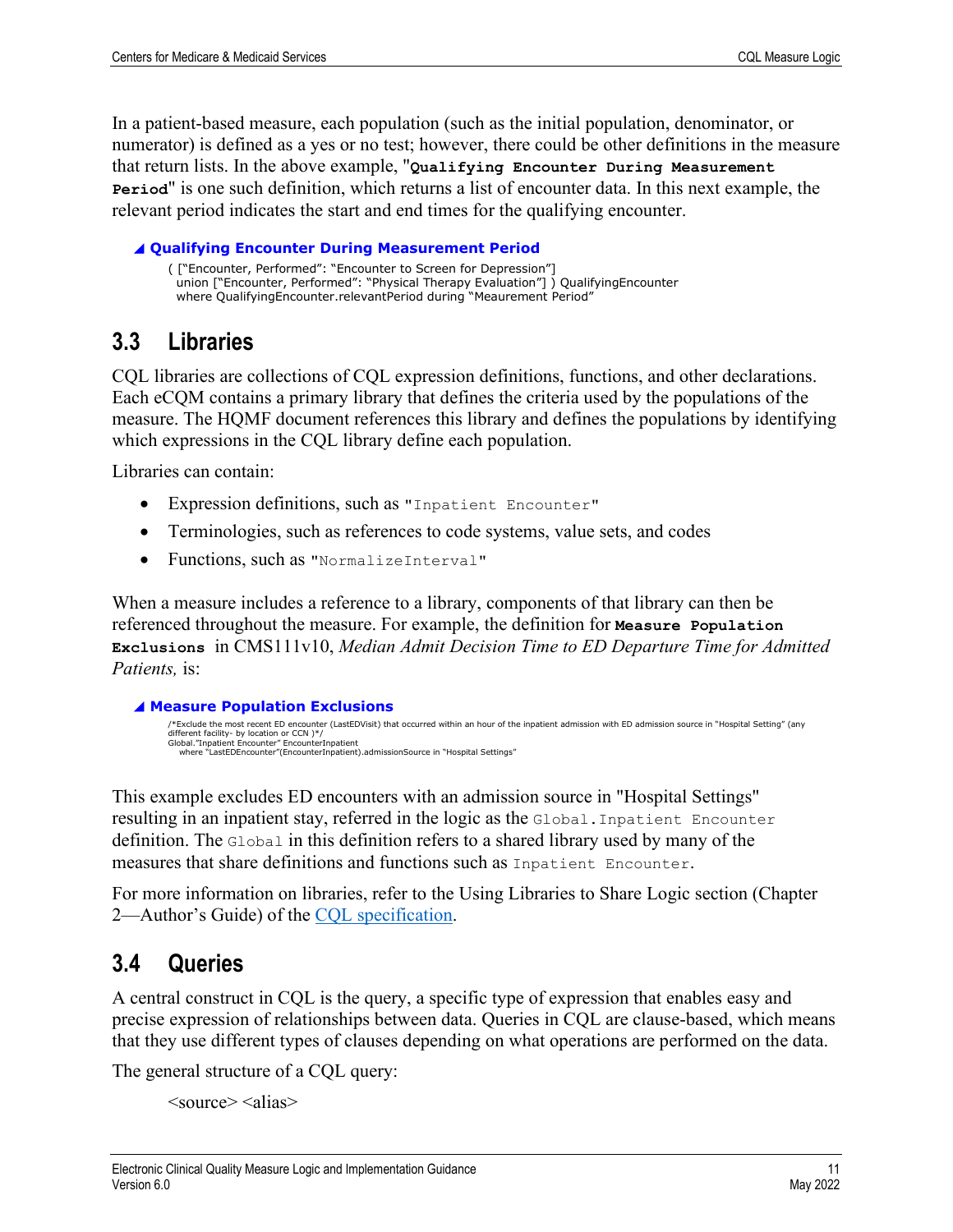In a patient-based measure, each population (such as the initial population, denominator, or numerator) is defined as a yes or no test; however, there could be other definitions in the measure that return lists. In the above example, "**`Qualifying Encounter During Measurement Period`**" is one such definition, which returns a list of encounter data. In this next example, the relevant period indicates the start and end times for the qualifying encounter.

**◢ Qualifying Encounter During Measurement Period**

```
( ["Encounter, Performed": "Encounter to Screen for Depression"]
  union ["Encounter, Performed": "Physical Therapy Evaluation"] ) QualifyingEncounter
  where QualifyingEncounter.relevantPeriod during "Meaurement Period"
```

## 3.3 Libraries

CQL libraries are collections of CQL expression definitions, functions, and other declarations. Each eCQM contains a primary library that defines the criteria used by the populations of the measure. The HQMF document references this library and defines the populations by identifying which expressions in the CQL library define each population.

Libraries can contain:

- Expression definitions, such as `"Inpatient Encounter"`
- Terminologies, such as references to code systems, value sets, and codes
- Functions, such as `"NormalizeInterval"`

When a measure includes a reference to a library, components of that library can then be referenced throughout the measure. For example, the definition for **`Measure Population Exclusions`** in CMS111v10, *Median Admit Decision Time to ED Departure Time for Admitted Patients,* is:

**◢ Measure Population Exclusions**

```
/*Exclude the most recent ED encounter (LastEDVisit) that occurred within an hour of the inpatient admission with ED admission source in "Hospital Setting" (any different facility- by location or CCN )*/
Global."Inpatient Encounter" EncounterInpatient
   where "LastEDEncounter"(EncounterInpatient).admissionSource in "Hospital Settings"
```

This example excludes ED encounters with an admission source in "Hospital Settings" resulting in an inpatient stay, referred in the logic as the `Global.Inpatient Encounter` definition. The `Global` in this definition refers to a shared library used by many of the measures that share definitions and functions such as `Inpatient Encounter`.

For more information on libraries, refer to the Using Libraries to Share Logic section (Chapter 2—Author's Guide) of the CQL specification.

## 3.4 Queries

A central construct in CQL is the query, a specific type of expression that enables easy and precise expression of relationships between data. Queries in CQL are clause-based, which means that they use different types of clauses depending on what operations are performed on the data.

The general structure of a CQL query:

<source> <alias>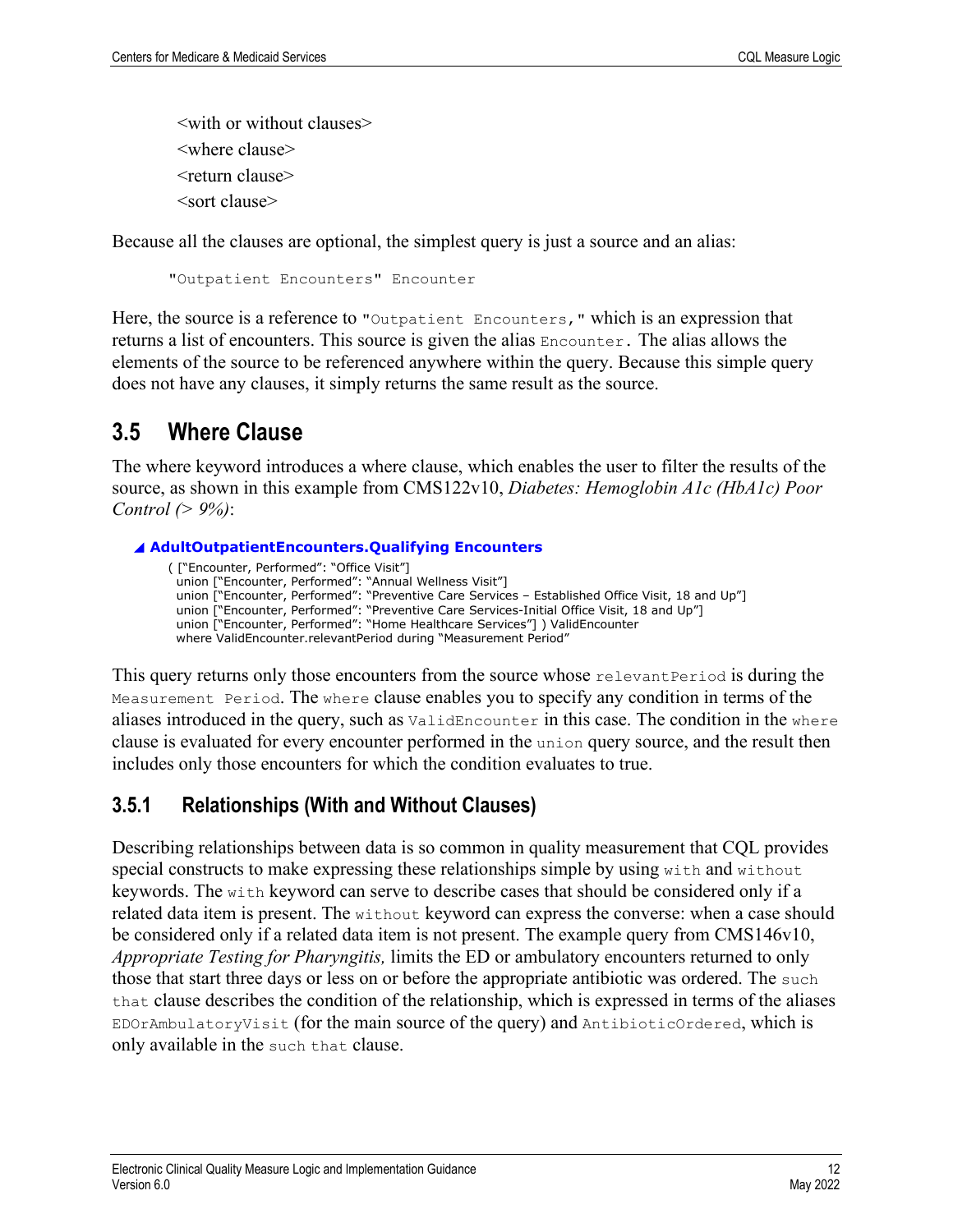<with or without clauses>
<where clause>
<return clause>
<sort clause>

Because all the clauses are optional, the simplest query is just a source and an alias:

```
"Outpatient Encounters" Encounter
```

Here, the source is a reference to `"Outpatient Encounters,"` which is an expression that returns a list of encounters. This source is given the alias `Encounter`. The alias allows the elements of the source to be referenced anywhere within the query. Because this simple query does not have any clauses, it simply returns the same result as the source.

## 3.5 Where Clause

The where keyword introduces a where clause, which enables the user to filter the results of the source, as shown in this example from CMS122v10, *Diabetes: Hemoglobin A1c (HbA1c) Poor Control (> 9%)*:

**◢ AdultOutpatientEncounters.Qualifying Encounters**

```
( ["Encounter, Performed": "Office Visit"]
  union ["Encounter, Performed": "Annual Wellness Visit"]
  union ["Encounter, Performed": "Preventive Care Services – Established Office Visit, 18 and Up"]
  union ["Encounter, Performed": "Preventive Care Services-Initial Office Visit, 18 and Up"]
  union ["Encounter, Performed": "Home Healthcare Services"] ) ValidEncounter
  where ValidEncounter.relevantPeriod during "Measurement Period"
```

This query returns only those encounters from the source whose `relevantPeriod` is during the `Measurement Period`. The `where` clause enables you to specify any condition in terms of the aliases introduced in the query, such as `ValidEncounter` in this case. The condition in the `where` clause is evaluated for every encounter performed in the `union` query source, and the result then includes only those encounters for which the condition evaluates to true.

### 3.5.1 Relationships (With and Without Clauses)

Describing relationships between data is so common in quality measurement that CQL provides special constructs to make expressing these relationships simple by using `with` and `without` keywords. The `with` keyword can serve to describe cases that should be considered only if a related data item is present. The `without` keyword can express the converse: when a case should be considered only if a related data item is not present. The example query from CMS146v10, *Appropriate Testing for Pharyngitis,* limits the ED or ambulatory encounters returned to only those that start three days or less on or before the appropriate antibiotic was ordered. The `such that` clause describes the condition of the relationship, which is expressed in terms of the aliases `EDOrAmbulatoryVisit` (for the main source of the query) and `AntibioticOrdered`, which is only available in the `such that` clause.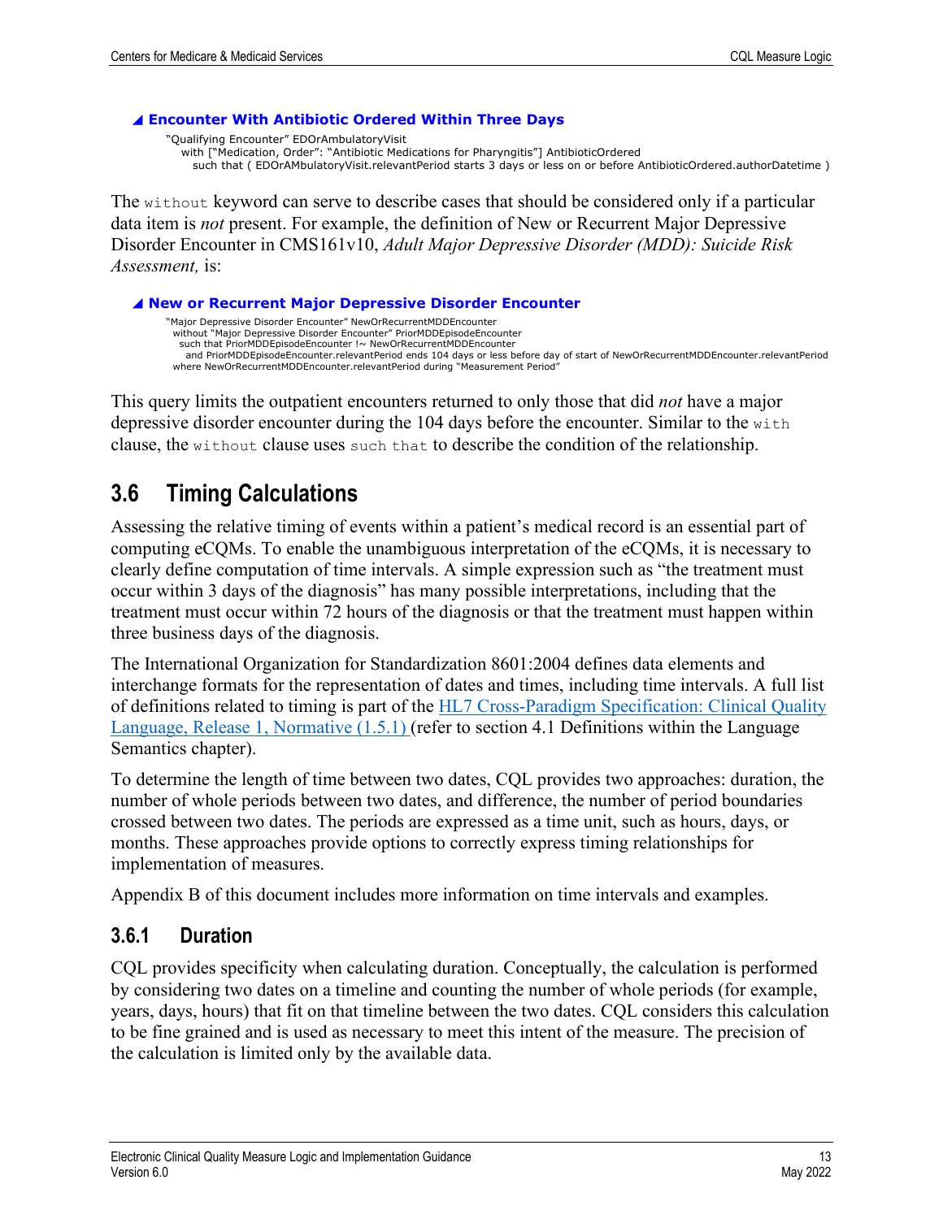◢ **Encounter With Antibiotic Ordered Within Three Days**

```
"Qualifying Encounter" EDOrAmbulatoryVisit
  with ["Medication, Order": "Antibiotic Medications for Pharyngitis"] AntibioticOrdered
    such that ( EDOrAMbulatoryVisit.relevantPeriod starts 3 days or less on or before AntibioticOrdered.authorDatetime )
```

The `without` keyword can serve to describe cases that should be considered only if a particular data item is *not* present. For example, the definition of New or Recurrent Major Depressive Disorder Encounter in CMS161v10, *Adult Major Depressive Disorder (MDD): Suicide Risk Assessment,* is:

◢ **New or Recurrent Major Depressive Disorder Encounter**

```
"Major Depressive Disorder Encounter" NewOrRecurrentMDDEncounter
  without "Major Depressive Disorder Encounter" PriorMDDEpisodeEncounter
    such that PriorMDDEpisodeEncounter !~ NewOrRecurrentMDDEncounter
      and PriorMDDEpisodeEncounter.relevantPeriod ends 104 days or less before day of start of NewOrRecurrentMDDEncounter.relevantPeriod
  where NewOrRecurrentMDDEncounter.relevantPeriod during "Measurement Period"
```

This query limits the outpatient encounters returned to only those that did *not* have a major depressive disorder encounter during the 104 days before the encounter. Similar to the `with` clause, the `without` clause uses `such that` to describe the condition of the relationship.

## 3.6 Timing Calculations

Assessing the relative timing of events within a patient's medical record is an essential part of computing eCQMs. To enable the unambiguous interpretation of the eCQMs, it is necessary to clearly define computation of time intervals. A simple expression such as "the treatment must occur within 3 days of the diagnosis" has many possible interpretations, including that the treatment must occur within 72 hours of the diagnosis or that the treatment must happen within three business days of the diagnosis.

The International Organization for Standardization 8601:2004 defines data elements and interchange formats for the representation of dates and times, including time intervals. A full list of definitions related to timing is part of the HL7 Cross-Paradigm Specification: Clinical Quality Language, Release 1, Normative (1.5.1) (refer to section 4.1 Definitions within the Language Semantics chapter).

To determine the length of time between two dates, CQL provides two approaches: duration, the number of whole periods between two dates, and difference, the number of period boundaries crossed between two dates. The periods are expressed as a time unit, such as hours, days, or months. These approaches provide options to correctly express timing relationships for implementation of measures.

Appendix B of this document includes more information on time intervals and examples.

### 3.6.1 Duration

CQL provides specificity when calculating duration. Conceptually, the calculation is performed by considering two dates on a timeline and counting the number of whole periods (for example, years, days, hours) that fit on that timeline between the two dates. CQL considers this calculation to be fine grained and is used as necessary to meet this intent of the measure. The precision of the calculation is limited only by the available data.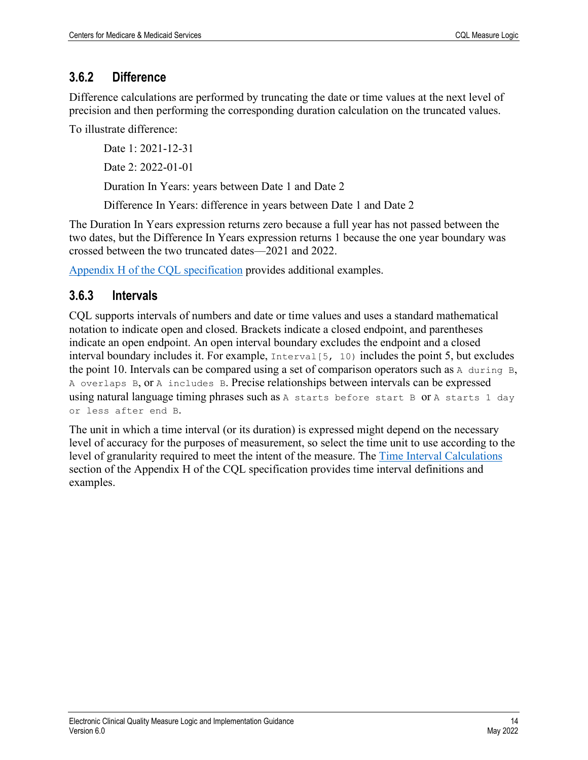### 3.6.2 Difference

Difference calculations are performed by truncating the date or time values at the next level of precision and then performing the corresponding duration calculation on the truncated values.

To illustrate difference:

> Date 1: 2021-12-31
>
> Date 2: 2022-01-01
>
> Duration In Years: years between Date 1 and Date 2
>
> Difference In Years: difference in years between Date 1 and Date 2

The Duration In Years expression returns zero because a full year has not passed between the two dates, but the Difference In Years expression returns 1 because the one year boundary was crossed between the two truncated dates—2021 and 2022.

[Appendix H of the CQL specification](#) provides additional examples.

### 3.6.3 Intervals

CQL supports intervals of numbers and date or time values and uses a standard mathematical notation to indicate open and closed. Brackets indicate a closed endpoint, and parentheses indicate an open endpoint. An open interval boundary excludes the endpoint and a closed interval boundary includes it. For example, `Interval[5, 10)` includes the point 5, but excludes the point 10. Intervals can be compared using a set of comparison operators such as `A during B`, `A overlaps B`, or `A includes B`. Precise relationships between intervals can be expressed using natural language timing phrases such as `A starts before start B` or `A starts 1 day or less after end B`.

The unit in which a time interval (or its duration) is expressed might depend on the necessary level of accuracy for the purposes of measurement, so select the time unit to use according to the level of granularity required to meet the intent of the measure. The [Time Interval Calculations](#) section of the Appendix H of the CQL specification provides time interval definitions and examples.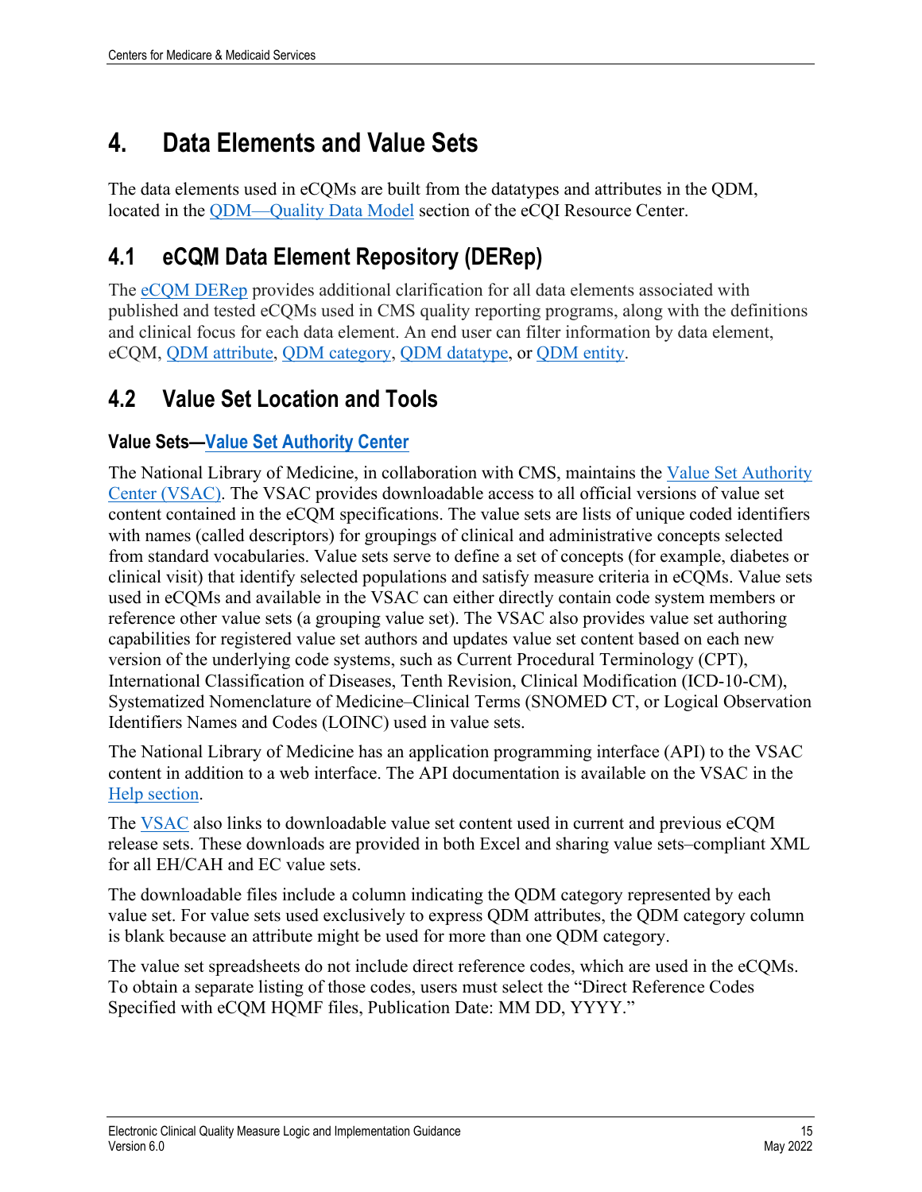# 4. Data Elements and Value Sets

The data elements used in eCQMs are built from the datatypes and attributes in the QDM, located in the QDM—Quality Data Model section of the eCQI Resource Center.

## 4.1 eCQM Data Element Repository (DERep)

The eCQM DERep provides additional clarification for all data elements associated with published and tested eCQMs used in CMS quality reporting programs, along with the definitions and clinical focus for each data element. An end user can filter information by data element, eCQM, QDM attribute, QDM category, QDM datatype, or QDM entity.

## 4.2 Value Set Location and Tools

### Value Sets—Value Set Authority Center

The National Library of Medicine, in collaboration with CMS, maintains the Value Set Authority Center (VSAC). The VSAC provides downloadable access to all official versions of value set content contained in the eCQM specifications. The value sets are lists of unique coded identifiers with names (called descriptors) for groupings of clinical and administrative concepts selected from standard vocabularies. Value sets serve to define a set of concepts (for example, diabetes or clinical visit) that identify selected populations and satisfy measure criteria in eCQMs. Value sets used in eCQMs and available in the VSAC can either directly contain code system members or reference other value sets (a grouping value set). The VSAC also provides value set authoring capabilities for registered value set authors and updates value set content based on each new version of the underlying code systems, such as Current Procedural Terminology (CPT), International Classification of Diseases, Tenth Revision, Clinical Modification (ICD-10-CM), Systematized Nomenclature of Medicine–Clinical Terms (SNOMED CT, or Logical Observation Identifiers Names and Codes (LOINC) used in value sets.

The National Library of Medicine has an application programming interface (API) to the VSAC content in addition to a web interface. The API documentation is available on the VSAC in the Help section.

The VSAC also links to downloadable value set content used in current and previous eCQM release sets. These downloads are provided in both Excel and sharing value sets–compliant XML for all EH/CAH and EC value sets.

The downloadable files include a column indicating the QDM category represented by each value set. For value sets used exclusively to express QDM attributes, the QDM category column is blank because an attribute might be used for more than one QDM category.

The value set spreadsheets do not include direct reference codes, which are used in the eCQMs. To obtain a separate listing of those codes, users must select the "Direct Reference Codes Specified with eCQM HQMF files, Publication Date: MM DD, YYYY."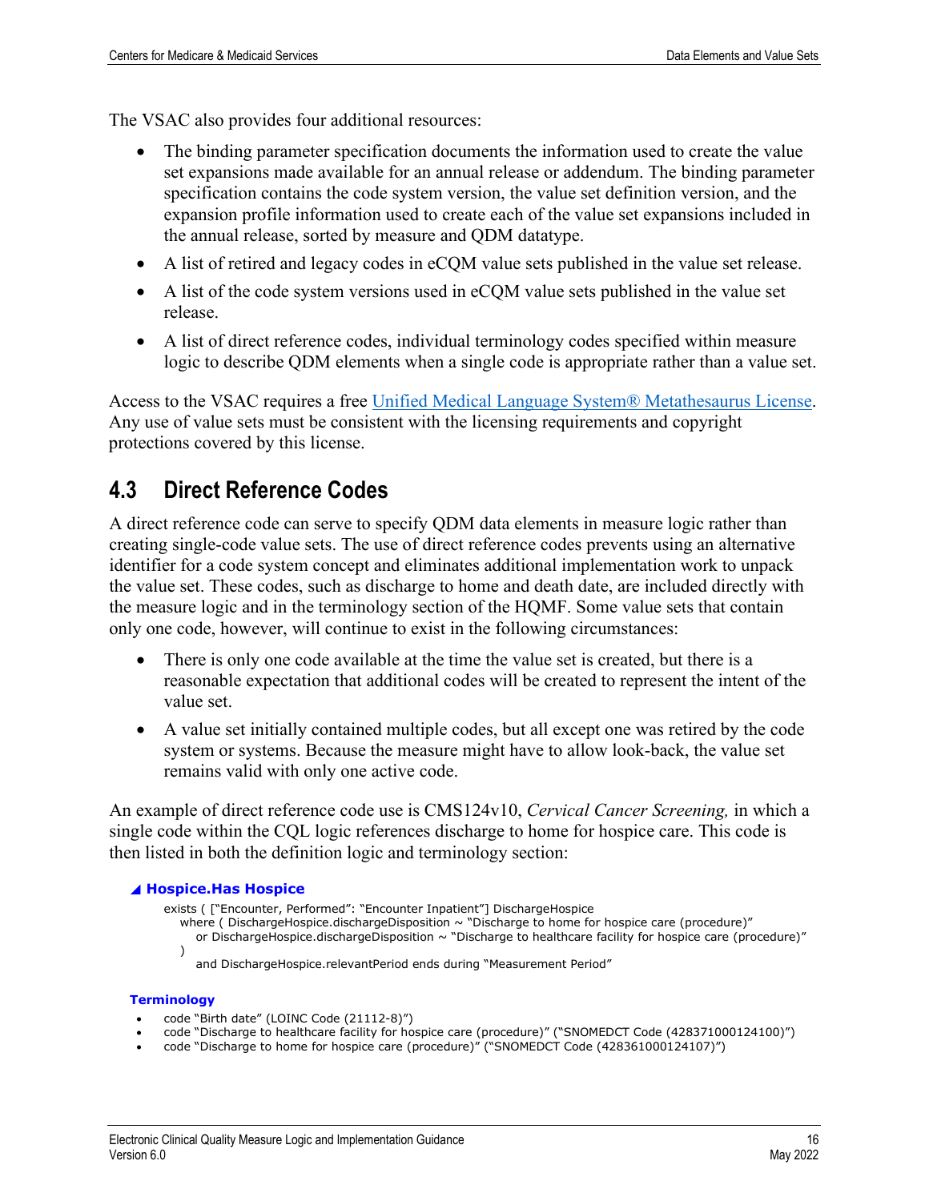The VSAC also provides four additional resources:

- The binding parameter specification documents the information used to create the value set expansions made available for an annual release or addendum. The binding parameter specification contains the code system version, the value set definition version, and the expansion profile information used to create each of the value set expansions included in the annual release, sorted by measure and QDM datatype.
- A list of retired and legacy codes in eCQM value sets published in the value set release.
- A list of the code system versions used in eCQM value sets published in the value set release.
- A list of direct reference codes, individual terminology codes specified within measure logic to describe QDM elements when a single code is appropriate rather than a value set.

Access to the VSAC requires a free [Unified Medical Language System® Metathesaurus License](). Any use of value sets must be consistent with the licensing requirements and copyright protections covered by this license.

## 4.3 Direct Reference Codes

A direct reference code can serve to specify QDM data elements in measure logic rather than creating single-code value sets. The use of direct reference codes prevents using an alternative identifier for a code system concept and eliminates additional implementation work to unpack the value set. These codes, such as discharge to home and death date, are included directly with the measure logic and in the terminology section of the HQMF. Some value sets that contain only one code, however, will continue to exist in the following circumstances:

- There is only one code available at the time the value set is created, but there is a reasonable expectation that additional codes will be created to represent the intent of the value set.
- A value set initially contained multiple codes, but all except one was retired by the code system or systems. Because the measure might have to allow look-back, the value set remains valid with only one active code.

An example of direct reference code use is CMS124v10, *Cervical Cancer Screening,* in which a single code within the CQL logic references discharge to home for hospice care. This code is then listed in both the definition logic and terminology section:

**◢ Hospice.Has Hospice**

```
exists ( ["Encounter, Performed": "Encounter Inpatient"] DischargeHospice
   where ( DischargeHospice.dischargeDisposition ~ "Discharge to home for hospice care (procedure)"
      or DischargeHospice.dischargeDisposition ~ "Discharge to healthcare facility for hospice care (procedure)"
   )
      and DischargeHospice.relevantPeriod ends during "Measurement Period"
```

**Terminology**

- code "Birth date" (LOINC Code (21112-8)")
- code "Discharge to healthcare facility for hospice care (procedure)" ("SNOMEDCT Code (428371000124100)")
- code "Discharge to home for hospice care (procedure)" ("SNOMEDCT Code (428361000124107)")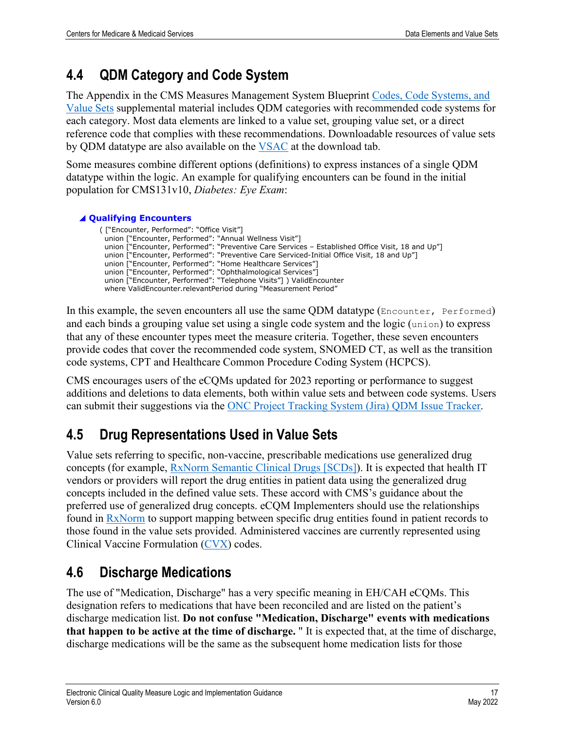## 4.4 QDM Category and Code System

The Appendix in the CMS Measures Management System Blueprint [Codes, Code Systems, and Value Sets](#) supplemental material includes QDM categories with recommended code systems for each category. Most data elements are linked to a value set, grouping value set, or a direct reference code that complies with these recommendations. Downloadable resources of value sets by QDM datatype are also available on the [VSAC](#) at the download tab.

Some measures combine different options (definitions) to express instances of a single QDM datatype within the logic. An example for qualifying encounters can be found in the initial population for CMS131v10, *Diabetes: Eye Exam*:

**◢ Qualifying Encounters**

```
( ["Encounter, Performed": "Office Visit"]
  union ["Encounter, Performed": "Annual Wellness Visit"]
  union ["Encounter, Performed": "Preventive Care Services – Established Office Visit, 18 and Up"]
  union ["Encounter, Performed": "Preventive Care Serviced-Initial Office Visit, 18 and Up"]
  union ["Encounter, Performed": "Home Healthcare Services"]
  union ["Encounter, Performed": "Ophthalmological Services"]
  union ["Encounter, Performed": "Telephone Visits"] ) ValidEncounter
  where ValidEncounter.relevantPeriod during "Measurement Period"
```

In this example, the seven encounters all use the same QDM datatype (`Encounter, Performed`) and each binds a grouping value set using a single code system and the logic (`union`) to express that any of these encounter types meet the measure criteria. Together, these seven encounters provide codes that cover the recommended code system, SNOMED CT, as well as the transition code systems, CPT and Healthcare Common Procedure Coding System (HCPCS).

CMS encourages users of the eCQMs updated for 2023 reporting or performance to suggest additions and deletions to data elements, both within value sets and between code systems. Users can submit their suggestions via the [ONC Project Tracking System (Jira) QDM Issue Tracker](#).

## 4.5 Drug Representations Used in Value Sets

Value sets referring to specific, non-vaccine, prescribable medications use generalized drug concepts (for example, [RxNorm Semantic Clinical Drugs [SCDs]](#)). It is expected that health IT vendors or providers will report the drug entities in patient data using the generalized drug concepts included in the defined value sets. These accord with CMS's guidance about the preferred use of generalized drug concepts. eCQM Implementers should use the relationships found in [RxNorm](#) to support mapping between specific drug entities found in patient records to those found in the value sets provided. Administered vaccines are currently represented using Clinical Vaccine Formulation ([CVX](#)) codes.

## 4.6 Discharge Medications

The use of "Medication, Discharge" has a very specific meaning in EH/CAH eCQMs. This designation refers to medications that have been reconciled and are listed on the patient's discharge medication list. **Do not confuse "Medication, Discharge" events with medications that happen to be active at the time of discharge.** " It is expected that, at the time of discharge, discharge medications will be the same as the subsequent home medication lists for those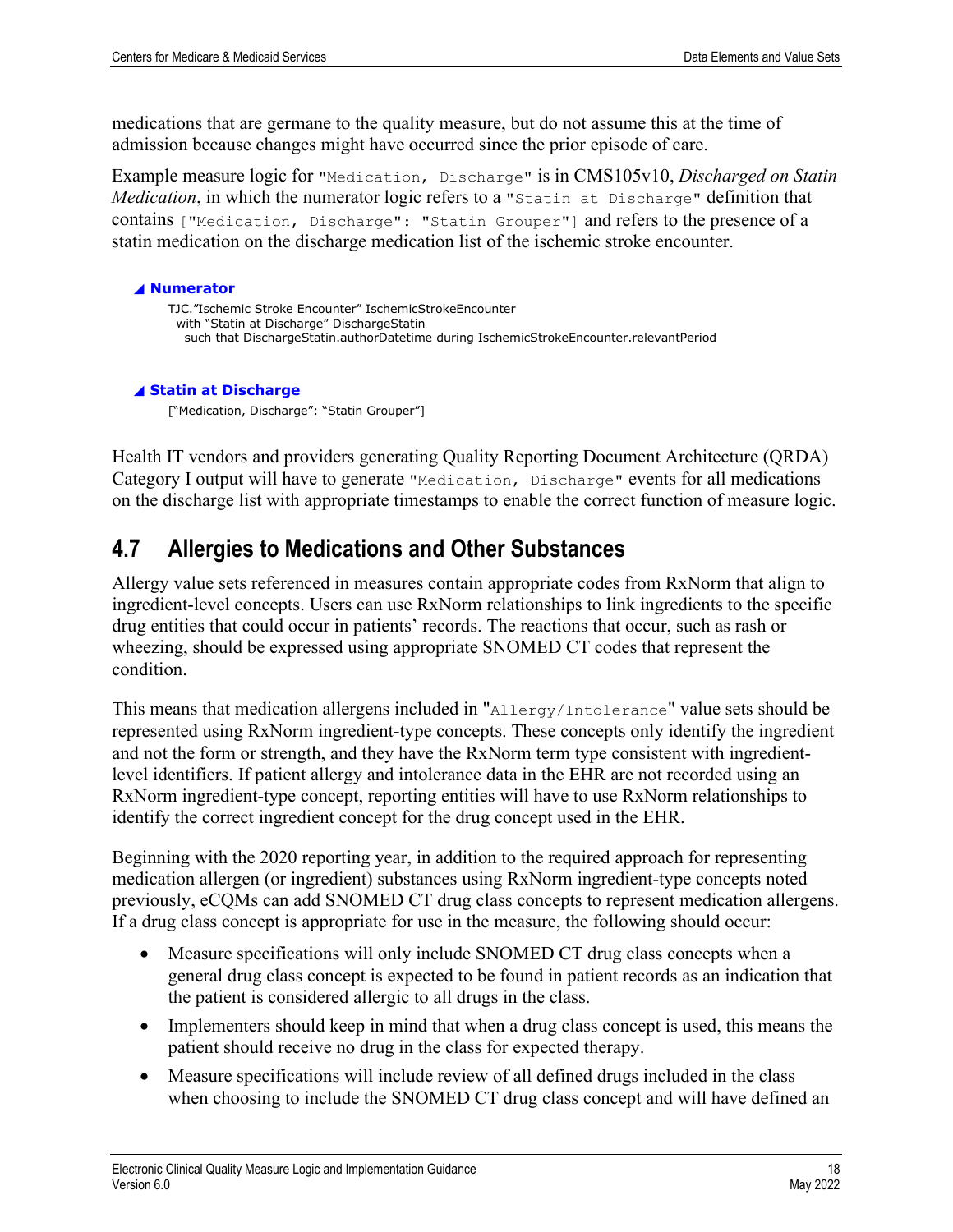medications that are germane to the quality measure, but do not assume this at the time of admission because changes might have occurred since the prior episode of care.

Example measure logic for `"Medication, Discharge"` is in CMS105v10, *Discharged on Statin Medication*, in which the numerator logic refers to a `"Statin at Discharge"` definition that contains `["Medication, Discharge": "Statin Grouper"]` and refers to the presence of a statin medication on the discharge medication list of the ischemic stroke encounter.

**◢ Numerator**

```
TJC."Ischemic Stroke Encounter" IschemicStrokeEncounter
  with "Statin at Discharge" DischargeStatin
    such that DischargeStatin.authorDatetime during IschemicStrokeEncounter.relevantPeriod
```

**◢ Statin at Discharge**

```
["Medication, Discharge": "Statin Grouper"]
```

Health IT vendors and providers generating Quality Reporting Document Architecture (QRDA) Category I output will have to generate `"Medication, Discharge"` events for all medications on the discharge list with appropriate timestamps to enable the correct function of measure logic.

## 4.7 Allergies to Medications and Other Substances

Allergy value sets referenced in measures contain appropriate codes from RxNorm that align to ingredient-level concepts. Users can use RxNorm relationships to link ingredients to the specific drug entities that could occur in patients' records. The reactions that occur, such as rash or wheezing, should be expressed using appropriate SNOMED CT codes that represent the condition.

This means that medication allergens included in "`Allergy/Intolerance`" value sets should be represented using RxNorm ingredient-type concepts. These concepts only identify the ingredient and not the form or strength, and they have the RxNorm term type consistent with ingredient-level identifiers. If patient allergy and intolerance data in the EHR are not recorded using an RxNorm ingredient-type concept, reporting entities will have to use RxNorm relationships to identify the correct ingredient concept for the drug concept used in the EHR.

Beginning with the 2020 reporting year, in addition to the required approach for representing medication allergen (or ingredient) substances using RxNorm ingredient-type concepts noted previously, eCQMs can add SNOMED CT drug class concepts to represent medication allergens. If a drug class concept is appropriate for use in the measure, the following should occur:

- Measure specifications will only include SNOMED CT drug class concepts when a general drug class concept is expected to be found in patient records as an indication that the patient is considered allergic to all drugs in the class.
- Implementers should keep in mind that when a drug class concept is used, this means the patient should receive no drug in the class for expected therapy.
- Measure specifications will include review of all defined drugs included in the class when choosing to include the SNOMED CT drug class concept and will have defined an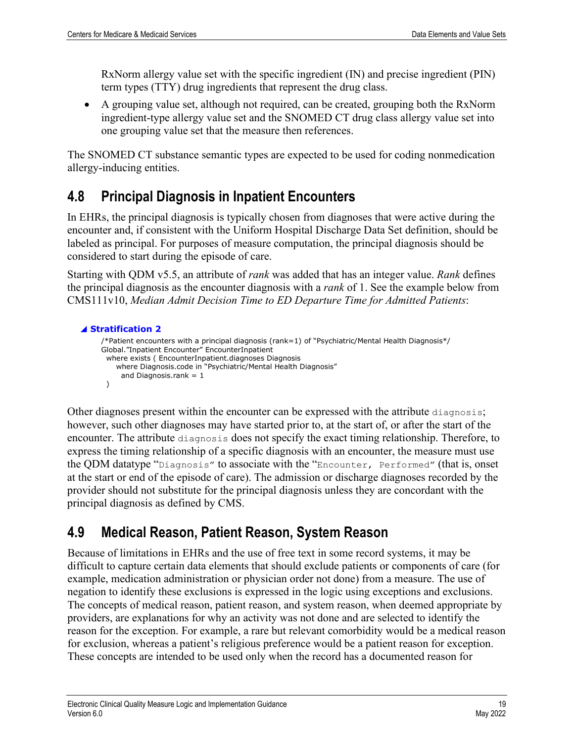RxNorm allergy value set with the specific ingredient (IN) and precise ingredient (PIN) term types (TTY) drug ingredients that represent the drug class.

- A grouping value set, although not required, can be created, grouping both the RxNorm ingredient-type allergy value set and the SNOMED CT drug class allergy value set into one grouping value set that the measure then references.

The SNOMED CT substance semantic types are expected to be used for coding nonmedication allergy-inducing entities.

## 4.8 Principal Diagnosis in Inpatient Encounters

In EHRs, the principal diagnosis is typically chosen from diagnoses that were active during the encounter and, if consistent with the Uniform Hospital Discharge Data Set definition, should be labeled as principal. For purposes of measure computation, the principal diagnosis should be considered to start during the episode of care.

Starting with QDM v5.5, an attribute of *rank* was added that has an integer value. *Rank* defines the principal diagnosis as the encounter diagnosis with a *rank* of 1. See the example below from CMS111v10, *Median Admit Decision Time to ED Departure Time for Admitted Patients*:

**Stratification 2**

```
/*Patient encounters with a principal diagnosis (rank=1) of "Psychiatric/Mental Health Diagnosis*/
Global."Inpatient Encounter" EncounterInpatient
  where exists ( EncounterInpatient.diagnoses Diagnosis
      where Diagnosis.code in "Psychiatric/Mental Health Diagnosis"
        and Diagnosis.rank = 1
  )
```

Other diagnoses present within the encounter can be expressed with the attribute `diagnosis`; however, such other diagnoses may have started prior to, at the start of, or after the start of the encounter. The attribute `diagnosis` does not specify the exact timing relationship. Therefore, to express the timing relationship of a specific diagnosis with an encounter, the measure must use the QDM datatype "`Diagnosis`" to associate with the "`Encounter, Performed`" (that is, onset at the start or end of the episode of care). The admission or discharge diagnoses recorded by the provider should not substitute for the principal diagnosis unless they are concordant with the principal diagnosis as defined by CMS.

## 4.9 Medical Reason, Patient Reason, System Reason

Because of limitations in EHRs and the use of free text in some record systems, it may be difficult to capture certain data elements that should exclude patients or components of care (for example, medication administration or physician order not done) from a measure. The use of negation to identify these exclusions is expressed in the logic using exceptions and exclusions. The concepts of medical reason, patient reason, and system reason, when deemed appropriate by providers, are explanations for why an activity was not done and are selected to identify the reason for the exception. For example, a rare but relevant comorbidity would be a medical reason for exclusion, whereas a patient's religious preference would be a patient reason for exception. These concepts are intended to be used only when the record has a documented reason for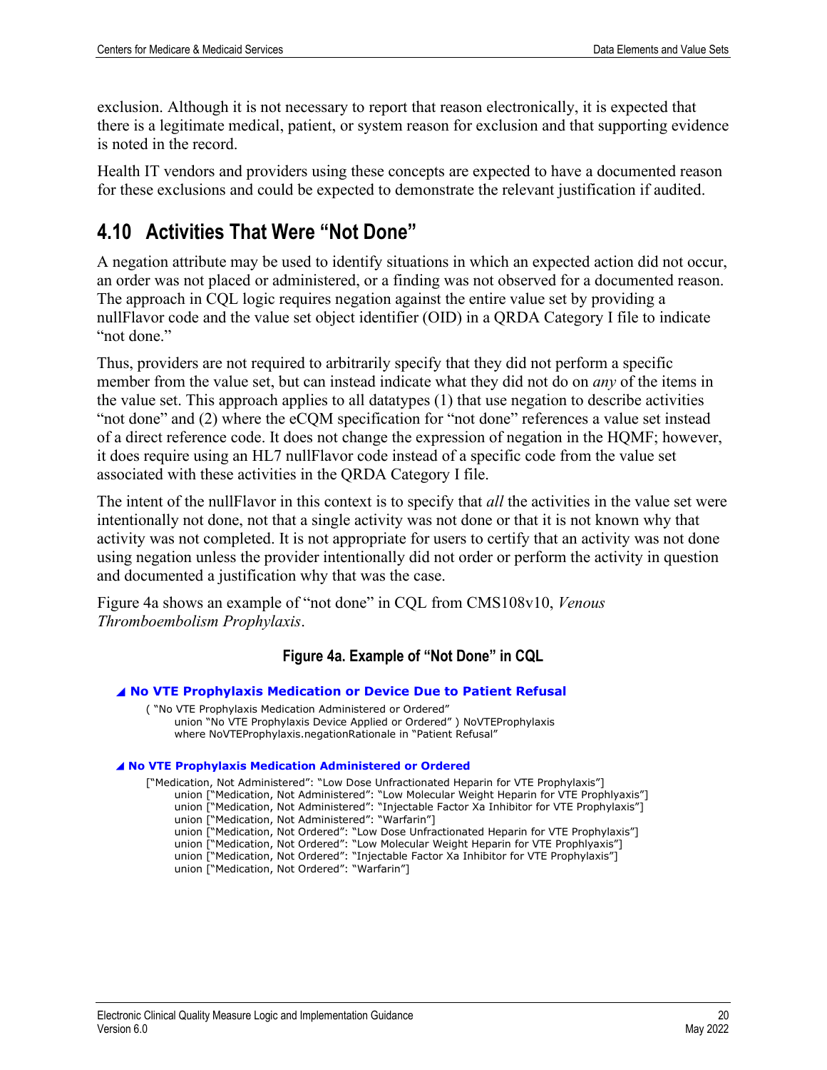exclusion. Although it is not necessary to report that reason electronically, it is expected that there is a legitimate medical, patient, or system reason for exclusion and that supporting evidence is noted in the record.

Health IT vendors and providers using these concepts are expected to have a documented reason for these exclusions and could be expected to demonstrate the relevant justification if audited.

## 4.10 Activities That Were "Not Done"

A negation attribute may be used to identify situations in which an expected action did not occur, an order was not placed or administered, or a finding was not observed for a documented reason. The approach in CQL logic requires negation against the entire value set by providing a nullFlavor code and the value set object identifier (OID) in a QRDA Category I file to indicate "not done."

Thus, providers are not required to arbitrarily specify that they did not perform a specific member from the value set, but can instead indicate what they did not do on *any* of the items in the value set. This approach applies to all datatypes (1) that use negation to describe activities "not done" and (2) where the eCQM specification for "not done" references a value set instead of a direct reference code. It does not change the expression of negation in the HQMF; however, it does require using an HL7 nullFlavor code instead of a specific code from the value set associated with these activities in the QRDA Category I file.

The intent of the nullFlavor in this context is to specify that *all* the activities in the value set were intentionally not done, not that a single activity was not done or that it is not known why that activity was not completed. It is not appropriate for users to certify that an activity was not done using negation unless the provider intentionally did not order or perform the activity in question and documented a justification why that was the case.

Figure 4a shows an example of "not done" in CQL from CMS108v10, *Venous Thromboembolism Prophylaxis*.

**Figure 4a. Example of "Not Done" in CQL**

```
◢ No VTE Prophylaxis Medication or Device Due to Patient Refusal
    ( "No VTE Prophylaxis Medication Administered or Ordered"
        union "No VTE Prophylaxis Device Applied or Ordered" ) NoVTEProphylaxis
        where NoVTEProphylaxis.negationRationale in "Patient Refusal"

◢ No VTE Prophylaxis Medication Administered or Ordered
    ["Medication, Not Administered": "Low Dose Unfractionated Heparin for VTE Prophylaxis"]
        union ["Medication, Not Administered": "Low Molecular Weight Heparin for VTE Prophlyaxis"]
        union ["Medication, Not Administered": "Injectable Factor Xa Inhibitor for VTE Prophylaxis"]
        union ["Medication, Not Administered": "Warfarin"]
        union ["Medication, Not Ordered": "Low Dose Unfractionated Heparin for VTE Prophylaxis"]
        union ["Medication, Not Ordered": "Low Molecular Weight Heparin for VTE Prophlyaxis"]
        union ["Medication, Not Ordered": "Injectable Factor Xa Inhibitor for VTE Prophylaxis"]
        union ["Medication, Not Ordered": "Warfarin"]
```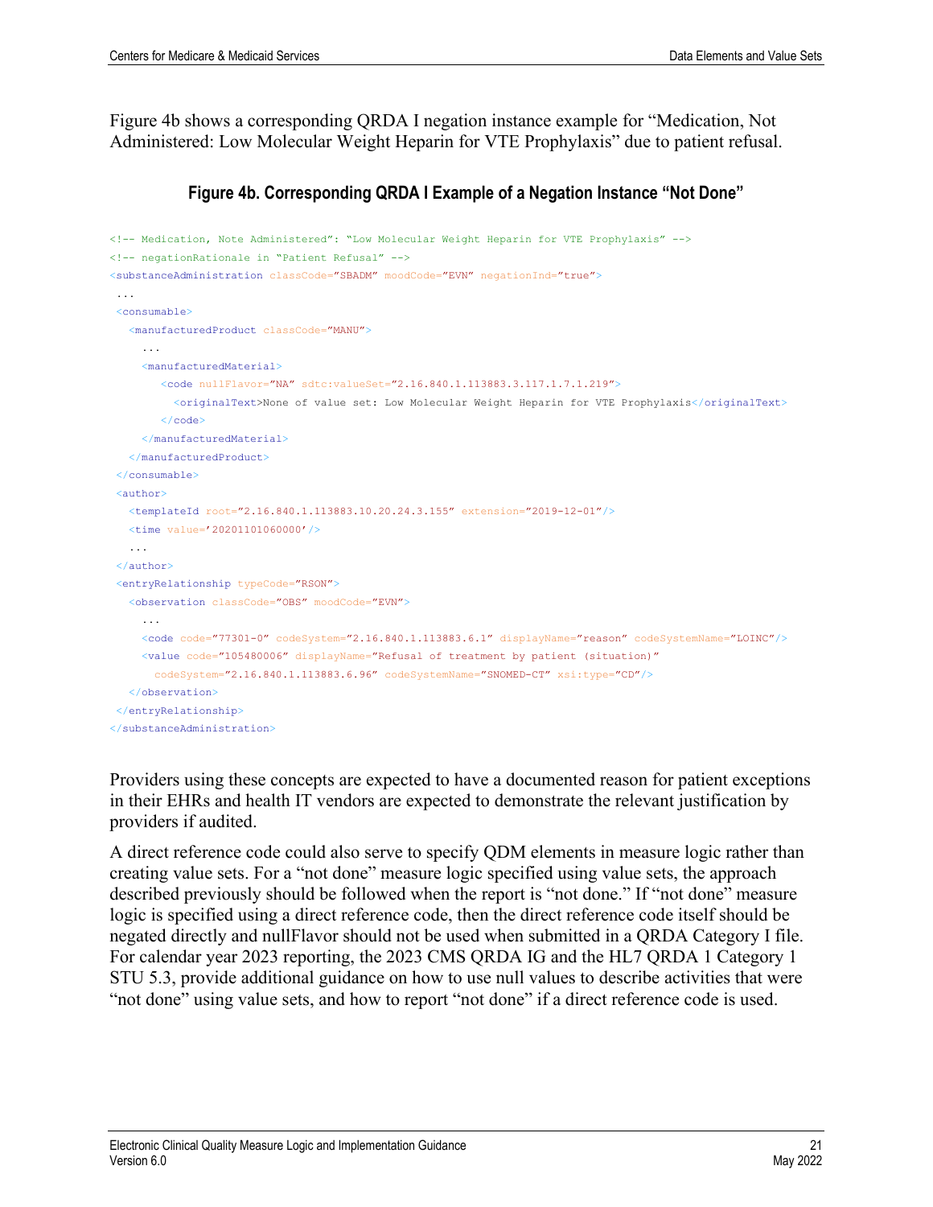Figure 4b shows a corresponding QRDA I negation instance example for “Medication, Not Administered: Low Molecular Weight Heparin for VTE Prophylaxis” due to patient refusal.

**Figure 4b. Corresponding QRDA I Example of a Negation Instance “Not Done”**

```
<!-- Medication, Note Administered”: “Low Molecular Weight Heparin for VTE Prophylaxis” -->
<!-- negationRationale in “Patient Refusal” -->
<substanceAdministration classCode=”SBADM” moodCode=”EVN” negationInd=”true”>
 ...
 <consumable>
   <manufacturedProduct classCode=”MANU”>
     ...
     <manufacturedMaterial>
        <code nullFlavor=”NA” sdtc:valueSet=”2.16.840.1.113883.3.117.1.7.1.219”>
          <originalText>None of value set: Low Molecular Weight Heparin for VTE Prophylaxis</originalText>
        </code>
     </manufacturedMaterial>
   </manufacturedProduct>
 </consumable>
 <author>
   <templateId root=”2.16.840.1.113883.10.20.24.3.155” extension=”2019-12-01”/>
   <time value=’20201101060000’/>
   ...
 </author>
 <entryRelationship typeCode=”RSON”>
   <observation classCode=”OBS” moodCode=”EVN”>
     ...
     <code code=”77301-0” codeSystem=”2.16.840.1.113883.6.1” displayName=”reason” codeSystemName=”LOINC”/>
     <value code=”105480006” displayName=”Refusal of treatment by patient (situation)”
       codeSystem=”2.16.840.1.113883.6.96” codeSystemName=”SNOMED-CT” xsi:type=”CD”/>
   </observation>
 </entryRelationship>
</substanceAdministration>
```

Providers using these concepts are expected to have a documented reason for patient exceptions in their EHRs and health IT vendors are expected to demonstrate the relevant justification by providers if audited.

A direct reference code could also serve to specify QDM elements in measure logic rather than creating value sets. For a “not done” measure logic specified using value sets, the approach described previously should be followed when the report is “not done.” If “not done” measure logic is specified using a direct reference code, then the direct reference code itself should be negated directly and nullFlavor should not be used when submitted in a QRDA Category I file. For calendar year 2023 reporting, the 2023 CMS QRDA IG and the HL7 QRDA 1 Category 1 STU 5.3, provide additional guidance on how to use null values to describe activities that were “not done” using value sets, and how to report “not done” if a direct reference code is used.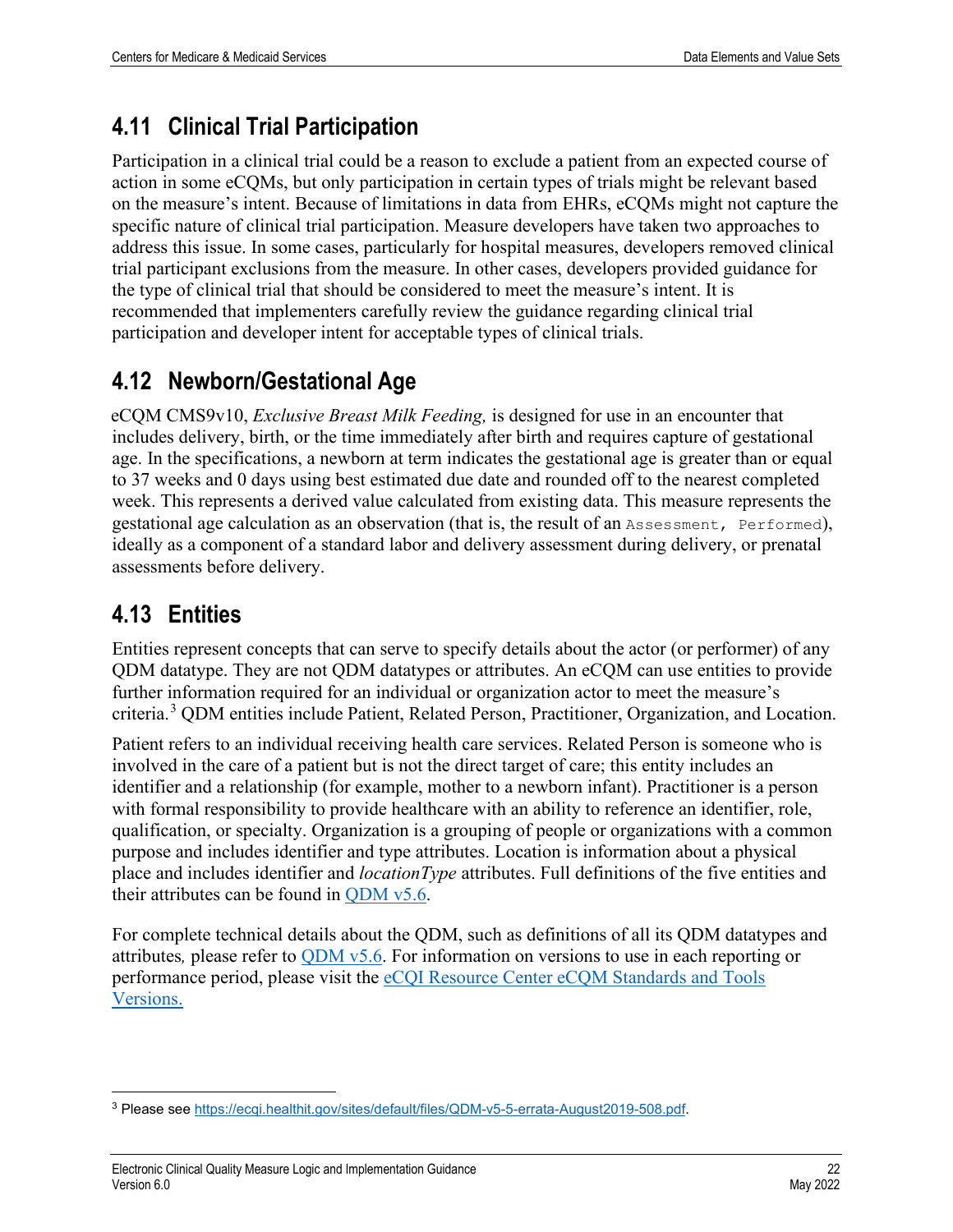## 4.11 Clinical Trial Participation

Participation in a clinical trial could be a reason to exclude a patient from an expected course of action in some eCQMs, but only participation in certain types of trials might be relevant based on the measure's intent. Because of limitations in data from EHRs, eCQMs might not capture the specific nature of clinical trial participation. Measure developers have taken two approaches to address this issue. In some cases, particularly for hospital measures, developers removed clinical trial participant exclusions from the measure. In other cases, developers provided guidance for the type of clinical trial that should be considered to meet the measure's intent. It is recommended that implementers carefully review the guidance regarding clinical trial participation and developer intent for acceptable types of clinical trials.

## 4.12 Newborn/Gestational Age

eCQM CMS9v10, *Exclusive Breast Milk Feeding,* is designed for use in an encounter that includes delivery, birth, or the time immediately after birth and requires capture of gestational age. In the specifications, a newborn at term indicates the gestational age is greater than or equal to 37 weeks and 0 days using best estimated due date and rounded off to the nearest completed week. This represents a derived value calculated from existing data. This measure represents the gestational age calculation as an observation (that is, the result of an `Assessment, Performed`), ideally as a component of a standard labor and delivery assessment during delivery, or prenatal assessments before delivery.

## 4.13 Entities

Entities represent concepts that can serve to specify details about the actor (or performer) of any QDM datatype. They are not QDM datatypes or attributes. An eCQM can use entities to provide further information required for an individual or organization actor to meet the measure's criteria.[3] QDM entities include Patient, Related Person, Practitioner, Organization, and Location.

Patient refers to an individual receiving health care services. Related Person is someone who is involved in the care of a patient but is not the direct target of care; this entity includes an identifier and a relationship (for example, mother to a newborn infant). Practitioner is a person with formal responsibility to provide healthcare with an ability to reference an identifier, role, qualification, or specialty. Organization is a grouping of people or organizations with a common purpose and includes identifier and type attributes. Location is information about a physical place and includes identifier and *locationType* attributes. Full definitions of the five entities and their attributes can be found in [QDM v5.6](#).

For complete technical details about the QDM, such as definitions of all its QDM datatypes and attributes*,* please refer to [QDM v5.6](#). For information on versions to use in each reporting or performance period, please visit the [eCQI Resource Center eCQM Standards and Tools Versions.](#)

---

[3] Please see https://ecqi.healthit.gov/sites/default/files/QDM-v5-5-errata-August2019-508.pdf.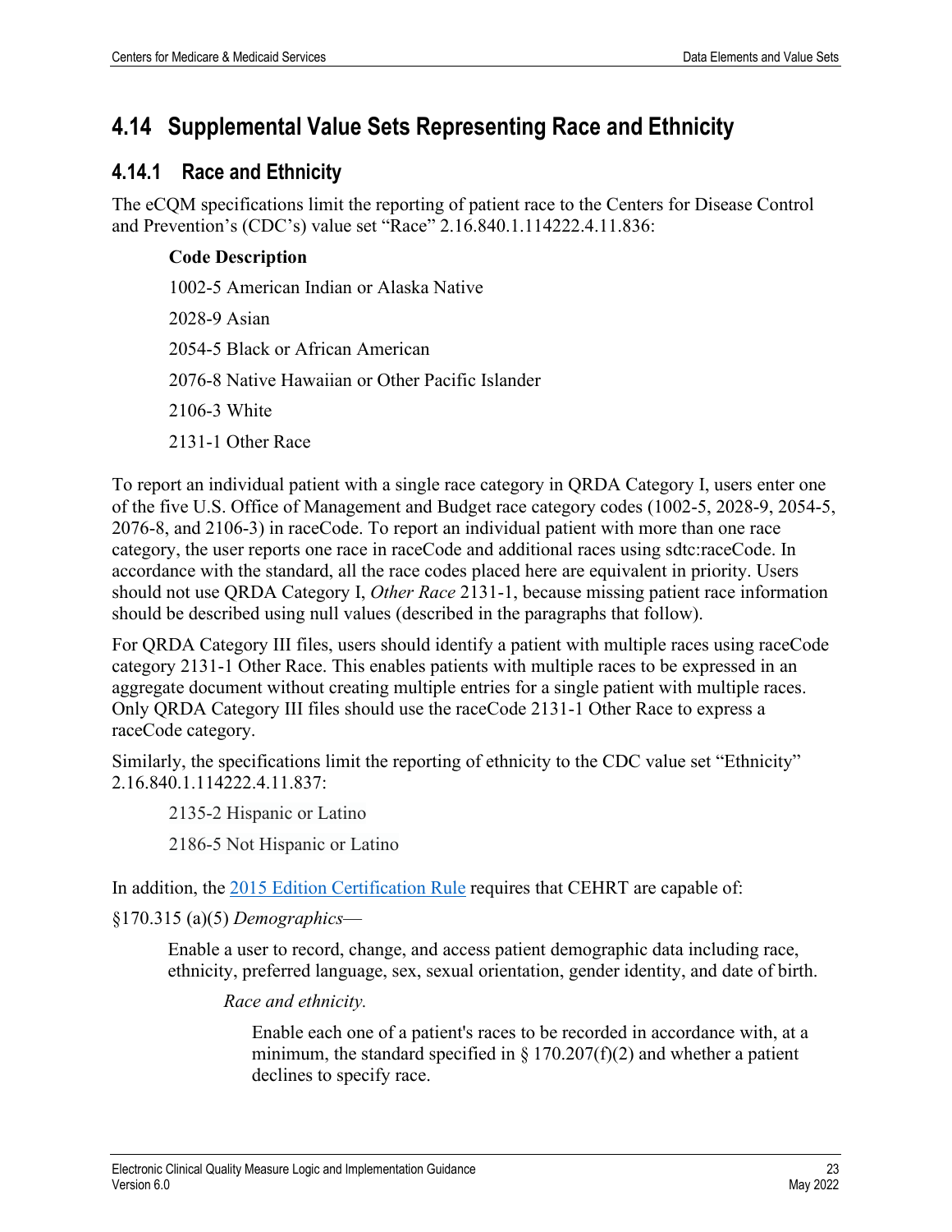## 4.14 Supplemental Value Sets Representing Race and Ethnicity

### 4.14.1 Race and Ethnicity

The eCQM specifications limit the reporting of patient race to the Centers for Disease Control and Prevention's (CDC's) value set "Race" 2.16.840.1.114222.4.11.836:

> **Code Description**
>
> 1002-5 American Indian or Alaska Native
>
> 2028-9 Asian
>
> 2054-5 Black or African American
>
> 2076-8 Native Hawaiian or Other Pacific Islander
>
> 2106-3 White
>
> 2131-1 Other Race

To report an individual patient with a single race category in QRDA Category I, users enter one of the five U.S. Office of Management and Budget race category codes (1002-5, 2028-9, 2054-5, 2076-8, and 2106-3) in raceCode. To report an individual patient with more than one race category, the user reports one race in raceCode and additional races using sdtc:raceCode. In accordance with the standard, all the race codes placed here are equivalent in priority. Users should not use QRDA Category I, *Other Race* 2131-1, because missing patient race information should be described using null values (described in the paragraphs that follow).

For QRDA Category III files, users should identify a patient with multiple races using raceCode category 2131-1 Other Race. This enables patients with multiple races to be expressed in an aggregate document without creating multiple entries for a single patient with multiple races. Only QRDA Category III files should use the raceCode 2131-1 Other Race to express a raceCode category.

Similarly, the specifications limit the reporting of ethnicity to the CDC value set "Ethnicity" 2.16.840.1.114222.4.11.837:

> 2135-2 Hispanic or Latino
>
> 2186-5 Not Hispanic or Latino

In addition, the [2015 Edition Certification Rule]() requires that CEHRT are capable of:

§170.315 (a)(5) *Demographics*—

> Enable a user to record, change, and access patient demographic data including race, ethnicity, preferred language, sex, sexual orientation, gender identity, and date of birth.
>
> *Race and ethnicity.*
>
> Enable each one of a patient's races to be recorded in accordance with, at a minimum, the standard specified in § 170.207(f)(2) and whether a patient declines to specify race.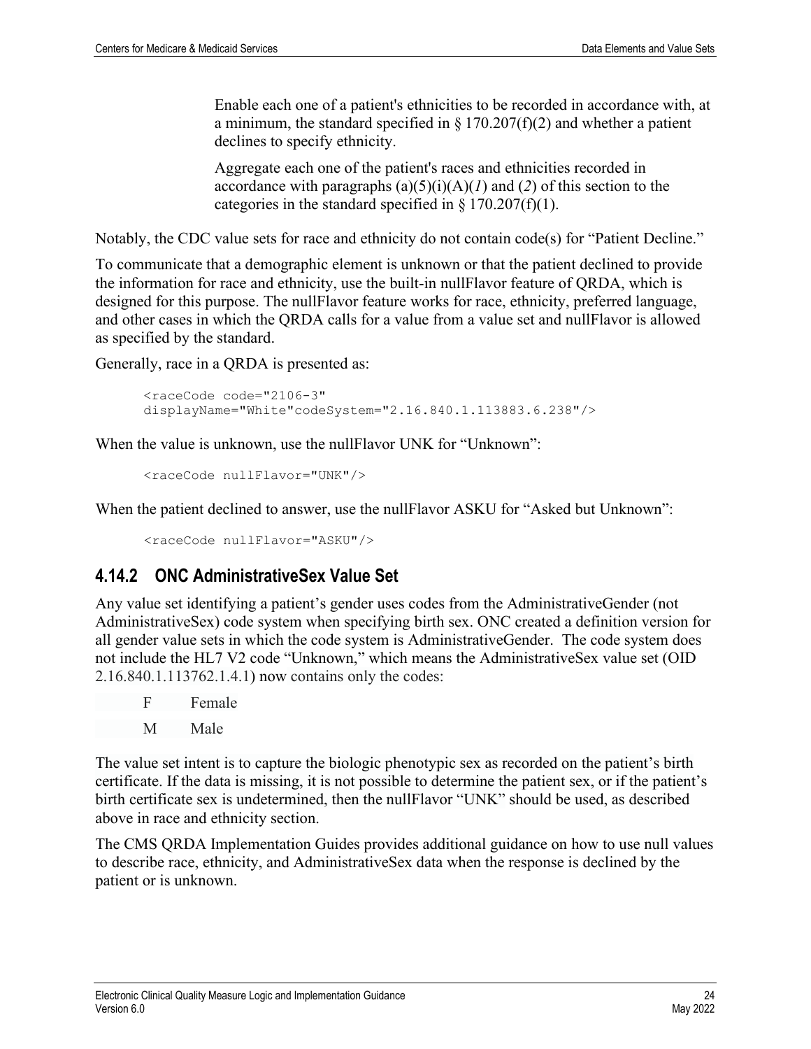Enable each one of a patient's ethnicities to be recorded in accordance with, at a minimum, the standard specified in § 170.207(f)(2) and whether a patient declines to specify ethnicity.

Aggregate each one of the patient's races and ethnicities recorded in accordance with paragraphs (a)(5)(i)(A)(*1*) and (*2*) of this section to the categories in the standard specified in § 170.207(f)(1).

Notably, the CDC value sets for race and ethnicity do not contain code(s) for "Patient Decline."

To communicate that a demographic element is unknown or that the patient declined to provide the information for race and ethnicity, use the built-in nullFlavor feature of QRDA, which is designed for this purpose. The nullFlavor feature works for race, ethnicity, preferred language, and other cases in which the QRDA calls for a value from a value set and nullFlavor is allowed as specified by the standard.

Generally, race in a QRDA is presented as:

```
<raceCode code="2106-3"
displayName="White"codeSystem="2.16.840.1.113883.6.238"/>
```

When the value is unknown, use the nullFlavor UNK for "Unknown":

```
<raceCode nullFlavor="UNK"/>
```

When the patient declined to answer, use the nullFlavor ASKU for "Asked but Unknown":

```
<raceCode nullFlavor="ASKU"/>
```

### 4.14.2 ONC AdministrativeSex Value Set

Any value set identifying a patient's gender uses codes from the AdministrativeGender (not AdministrativeSex) code system when specifying birth sex. ONC created a definition version for all gender value sets in which the code system is AdministrativeGender. The code system does not include the HL7 V2 code "Unknown," which means the AdministrativeSex value set (OID 2.16.840.1.113762.1.4.1) now contains only the codes:

| | |
|---|---|
| F | Female |
| M | Male |

The value set intent is to capture the biologic phenotypic sex as recorded on the patient's birth certificate. If the data is missing, it is not possible to determine the patient sex, or if the patient's birth certificate sex is undetermined, then the nullFlavor "UNK" should be used, as described above in race and ethnicity section.

The CMS QRDA Implementation Guides provides additional guidance on how to use null values to describe race, ethnicity, and AdministrativeSex data when the response is declined by the patient or is unknown.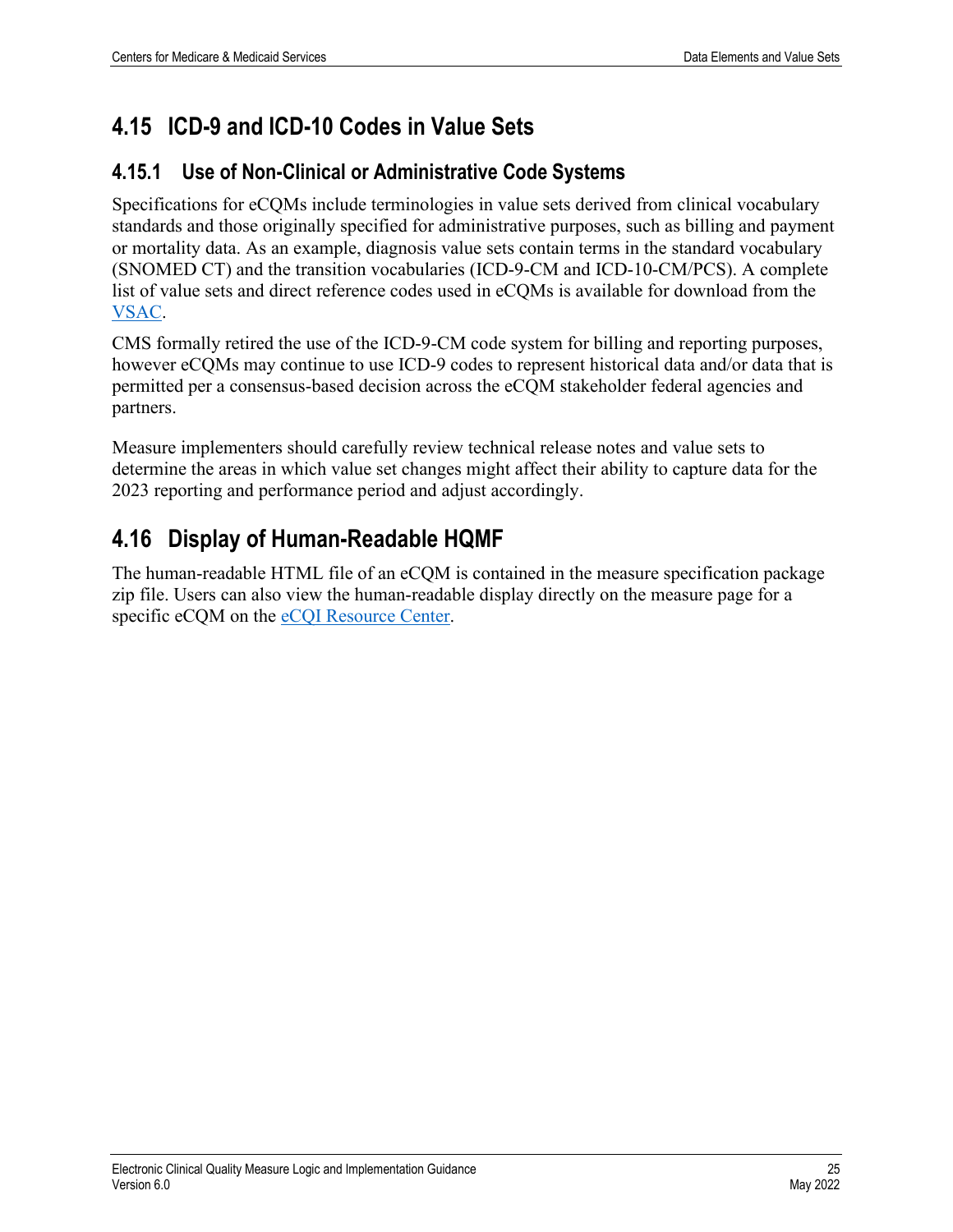## 4.15 ICD-9 and ICD-10 Codes in Value Sets

### 4.15.1 Use of Non-Clinical or Administrative Code Systems

Specifications for eCQMs include terminologies in value sets derived from clinical vocabulary standards and those originally specified for administrative purposes, such as billing and payment or mortality data. As an example, diagnosis value sets contain terms in the standard vocabulary (SNOMED CT) and the transition vocabularies (ICD-9-CM and ICD-10-CM/PCS). A complete list of value sets and direct reference codes used in eCQMs is available for download from the [VSAC](VSAC).

CMS formally retired the use of the ICD-9-CM code system for billing and reporting purposes, however eCQMs may continue to use ICD-9 codes to represent historical data and/or data that is permitted per a consensus-based decision across the eCQM stakeholder federal agencies and partners.

Measure implementers should carefully review technical release notes and value sets to determine the areas in which value set changes might affect their ability to capture data for the 2023 reporting and performance period and adjust accordingly.

## 4.16 Display of Human-Readable HQMF

The human-readable HTML file of an eCQM is contained in the measure specification package zip file. Users can also view the human-readable display directly on the measure page for a specific eCQM on the [eCQI Resource Center](eCQI Resource Center).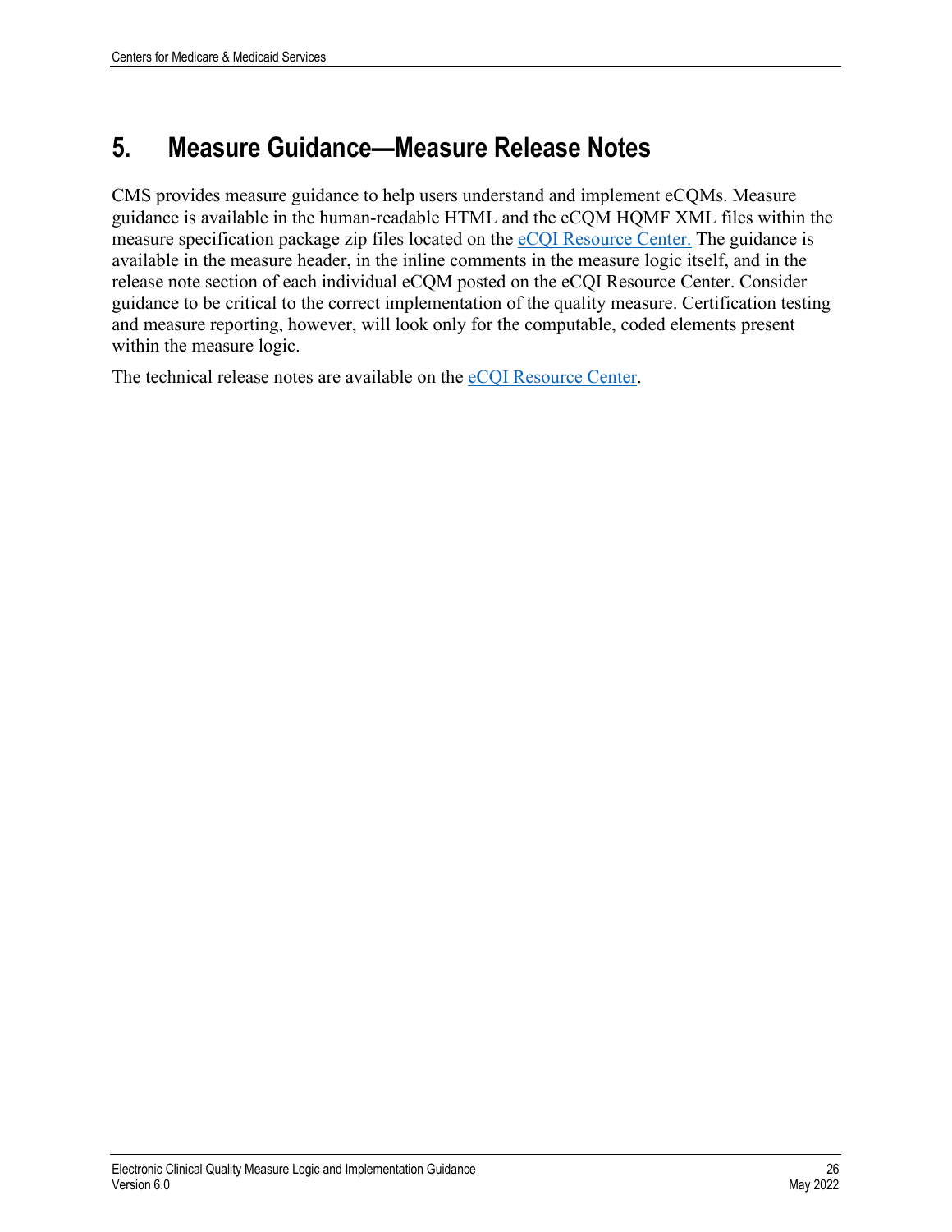# 5. Measure Guidance—Measure Release Notes

CMS provides measure guidance to help users understand and implement eCQMs. Measure guidance is available in the human-readable HTML and the eCQM HQMF XML files within the measure specification package zip files located on the [eCQI Resource Center.](https://ecqi.healthit.gov) The guidance is available in the measure header, in the inline comments in the measure logic itself, and in the release note section of each individual eCQM posted on the eCQI Resource Center. Consider guidance to be critical to the correct implementation of the quality measure. Certification testing and measure reporting, however, will look only for the computable, coded elements present within the measure logic.

The technical release notes are available on the [eCQI Resource Center](https://ecqi.healthit.gov).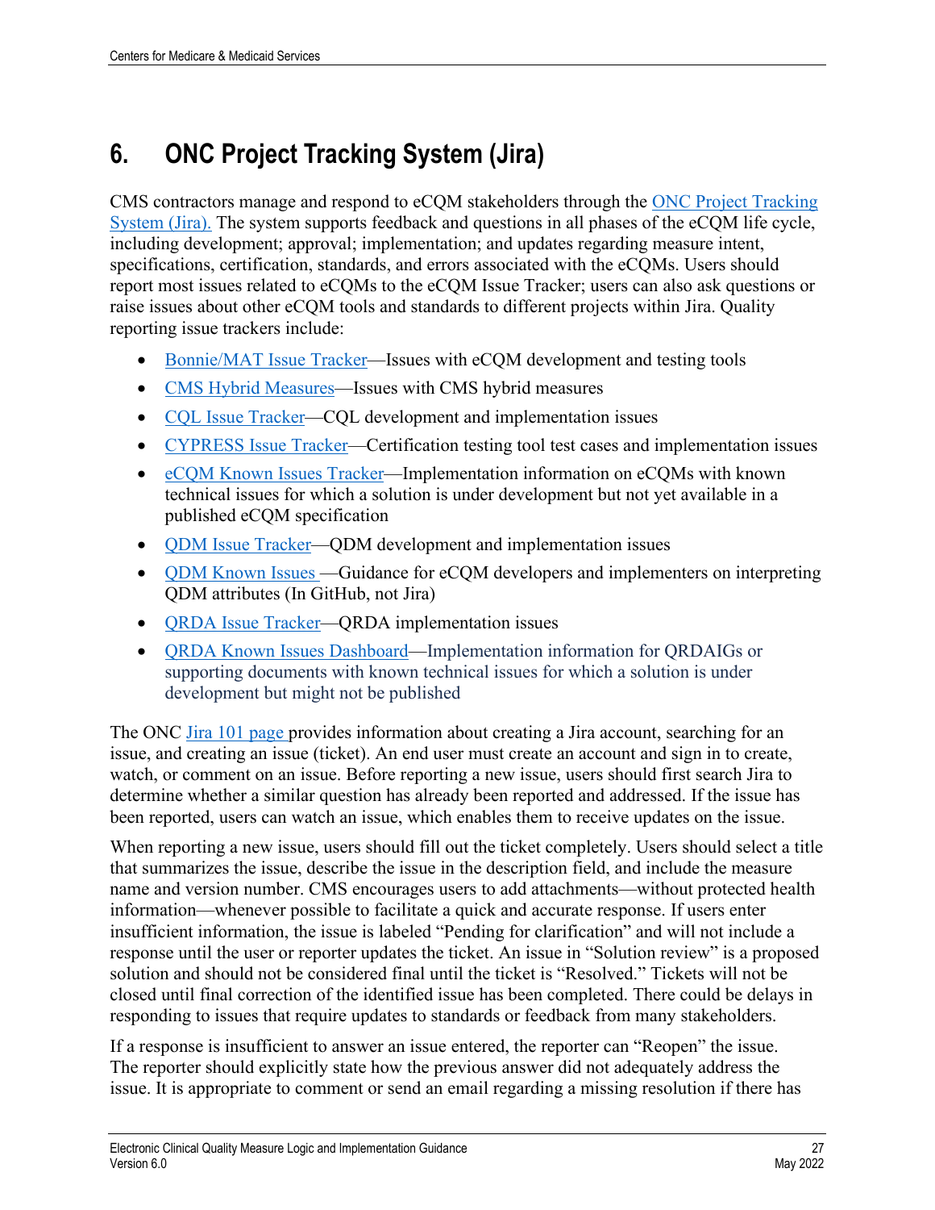# 6. ONC Project Tracking System (Jira)

CMS contractors manage and respond to eCQM stakeholders through the ONC Project Tracking System (Jira). The system supports feedback and questions in all phases of the eCQM life cycle, including development; approval; implementation; and updates regarding measure intent, specifications, certification, standards, and errors associated with the eCQMs. Users should report most issues related to eCQMs to the eCQM Issue Tracker; users can also ask questions or raise issues about other eCQM tools and standards to different projects within Jira. Quality reporting issue trackers include:

- Bonnie/MAT Issue Tracker—Issues with eCQM development and testing tools
- CMS Hybrid Measures—Issues with CMS hybrid measures
- CQL Issue Tracker—CQL development and implementation issues
- CYPRESS Issue Tracker—Certification testing tool test cases and implementation issues
- eCQM Known Issues Tracker—Implementation information on eCQMs with known technical issues for which a solution is under development but not yet available in a published eCQM specification
- QDM Issue Tracker—QDM development and implementation issues
- QDM Known Issues —Guidance for eCQM developers and implementers on interpreting QDM attributes (In GitHub, not Jira)
- QRDA Issue Tracker—QRDA implementation issues
- QRDA Known Issues Dashboard—Implementation information for QRDAIGs or supporting documents with known technical issues for which a solution is under development but might not be published

The ONC Jira 101 page provides information about creating a Jira account, searching for an issue, and creating an issue (ticket). An end user must create an account and sign in to create, watch, or comment on an issue. Before reporting a new issue, users should first search Jira to determine whether a similar question has already been reported and addressed. If the issue has been reported, users can watch an issue, which enables them to receive updates on the issue.

When reporting a new issue, users should fill out the ticket completely. Users should select a title that summarizes the issue, describe the issue in the description field, and include the measure name and version number. CMS encourages users to add attachments—without protected health information—whenever possible to facilitate a quick and accurate response. If users enter insufficient information, the issue is labeled "Pending for clarification" and will not include a response until the user or reporter updates the ticket. An issue in "Solution review" is a proposed solution and should not be considered final until the ticket is "Resolved." Tickets will not be closed until final correction of the identified issue has been completed. There could be delays in responding to issues that require updates to standards or feedback from many stakeholders.

If a response is insufficient to answer an issue entered, the reporter can "Reopen" the issue. The reporter should explicitly state how the previous answer did not adequately address the issue. It is appropriate to comment or send an email regarding a missing resolution if there has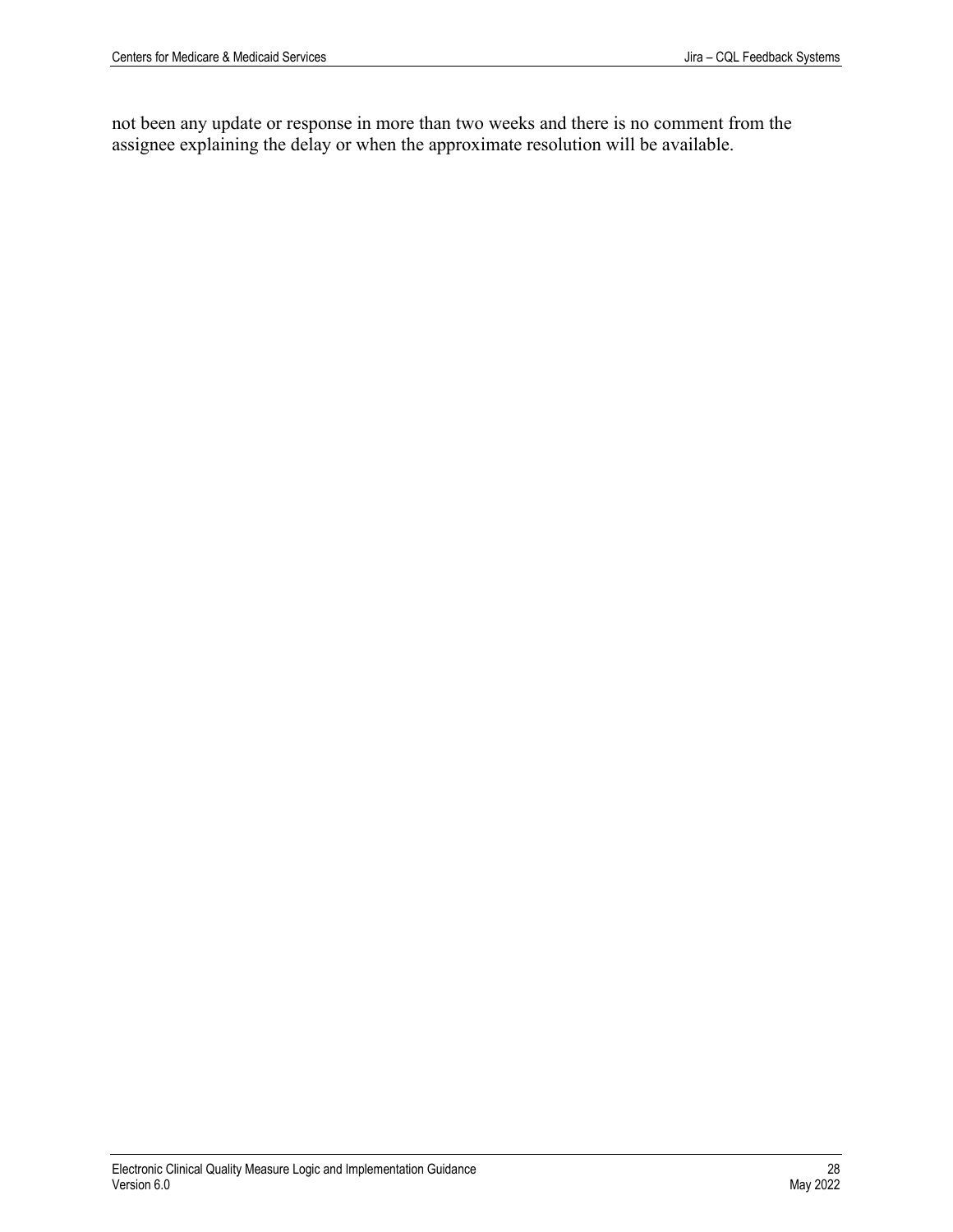not been any update or response in more than two weeks and there is no comment from the assignee explaining the delay or when the approximate resolution will be available.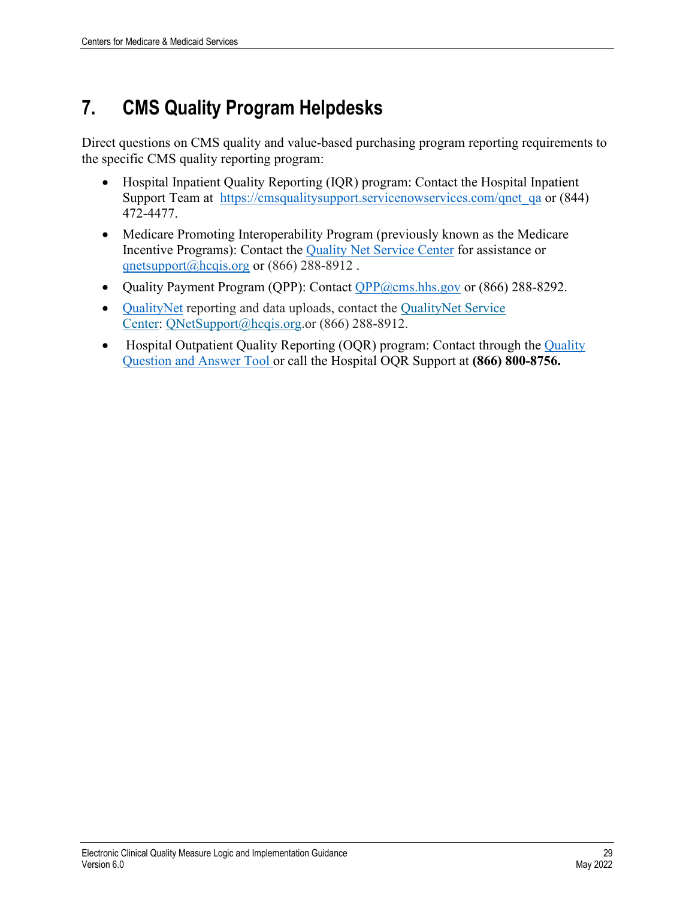# 7. CMS Quality Program Helpdesks

Direct questions on CMS quality and value-based purchasing program reporting requirements to the specific CMS quality reporting program:

- Hospital Inpatient Quality Reporting (IQR) program: Contact the Hospital Inpatient Support Team at https://cmsqualitysupport.servicenowservices.com/qnet_qa or (844) 472-4477.
- Medicare Promoting Interoperability Program (previously known as the Medicare Incentive Programs): Contact the Quality Net Service Center for assistance or qnetsupport@hcqis.org or (866) 288-8912 .
- Quality Payment Program (QPP): Contact QPP@cms.hhs.gov or (866) 288-8292.
- QualityNet reporting and data uploads, contact the QualityNet Service Center: QNetSupport@hcqis.org.or (866) 288-8912.
- Hospital Outpatient Quality Reporting (OQR) program: Contact through the Quality Question and Answer Tool or call the Hospital OQR Support at **(866) 800-8756.**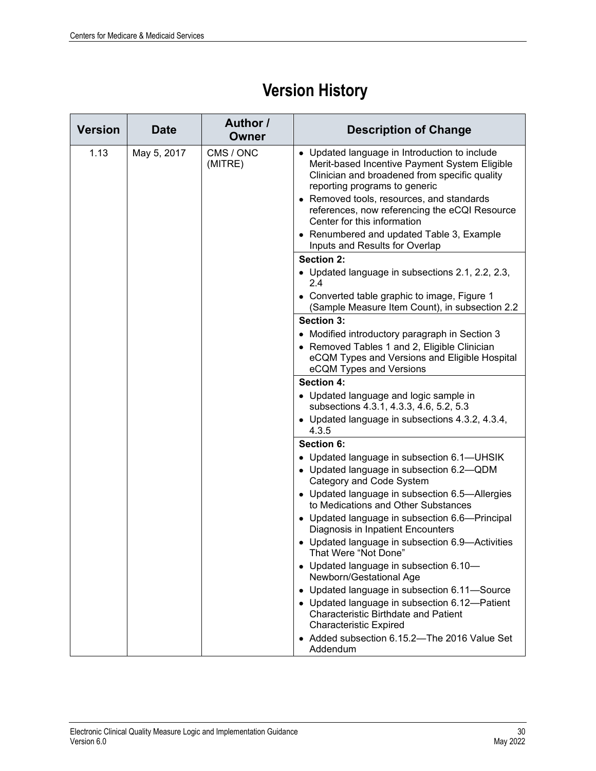# Version History

| Version | Date | Author / Owner | Description of Change |
| --- | --- | --- | --- |
| 1.13 | May 5, 2017 | CMS / ONC (MITRE) | • Updated language in Introduction to include Merit-based Incentive Payment System Eligible Clinician and broadened from specific quality reporting programs to generic<br>• Removed tools, resources, and standards references, now referencing the eCQI Resource Center for this information<br>• Renumbered and updated Table 3, Example Inputs and Results for Overlap |
| | | | **Section 2:**<br>• Updated language in subsections 2.1, 2.2, 2.3, 2.4<br>• Converted table graphic to image, Figure 1 (Sample Measure Item Count), in subsection 2.2 |
| | | | **Section 3:**<br>• Modified introductory paragraph in Section 3<br>• Removed Tables 1 and 2, Eligible Clinician eCQM Types and Versions and Eligible Hospital eCQM Types and Versions |
| | | | **Section 4:**<br>• Updated language and logic sample in subsections 4.3.1, 4.3.3, 4.6, 5.2, 5.3<br>• Updated language in subsections 4.3.2, 4.3.4, 4.3.5 |
| | | | **Section 6:**<br>• Updated language in subsection 6.1—UHSIK<br>• Updated language in subsection 6.2—QDM Category and Code System<br>• Updated language in subsection 6.5—Allergies to Medications and Other Substances<br>• Updated language in subsection 6.6—Principal Diagnosis in Inpatient Encounters<br>• Updated language in subsection 6.9—Activities That Were "Not Done"<br>• Updated language in subsection 6.10—Newborn/Gestational Age<br>• Updated language in subsection 6.11—Source<br>• Updated language in subsection 6.12—Patient Characteristic Birthdate and Patient Characteristic Expired<br>• Added subsection 6.15.2—The 2016 Value Set Addendum |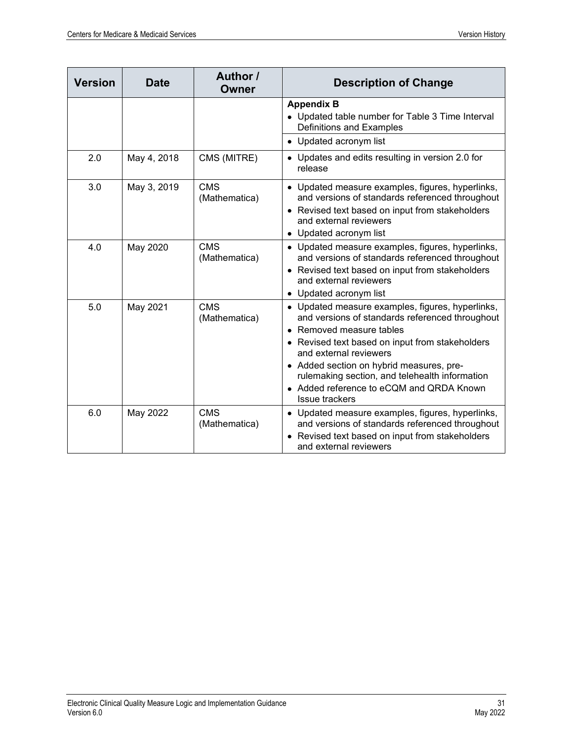| Version | Date | Author / Owner | Description of Change |
|---|---|---|---|
| | | | **Appendix B**<br>• Updated table number for Table 3 Time Interval Definitions and Examples |
| | | | • Updated acronym list |
| 2.0 | May 4, 2018 | CMS (MITRE) | • Updates and edits resulting in version 2.0 for release |
| 3.0 | May 3, 2019 | CMS (Mathematica) | • Updated measure examples, figures, hyperlinks, and versions of standards referenced throughout<br>• Revised text based on input from stakeholders and external reviewers<br>• Updated acronym list |
| 4.0 | May 2020 | CMS (Mathematica) | • Updated measure examples, figures, hyperlinks, and versions of standards referenced throughout<br>• Revised text based on input from stakeholders and external reviewers<br>• Updated acronym list |
| 5.0 | May 2021 | CMS (Mathematica) | • Updated measure examples, figures, hyperlinks, and versions of standards referenced throughout<br>• Removed measure tables<br>• Revised text based on input from stakeholders and external reviewers<br>• Added section on hybrid measures, pre-rulemaking section, and telehealth information<br>• Added reference to eCQM and QRDA Known Issue trackers |
| 6.0 | May 2022 | CMS (Mathematica) | • Updated measure examples, figures, hyperlinks, and versions of standards referenced throughout<br>• Revised text based on input from stakeholders and external reviewers |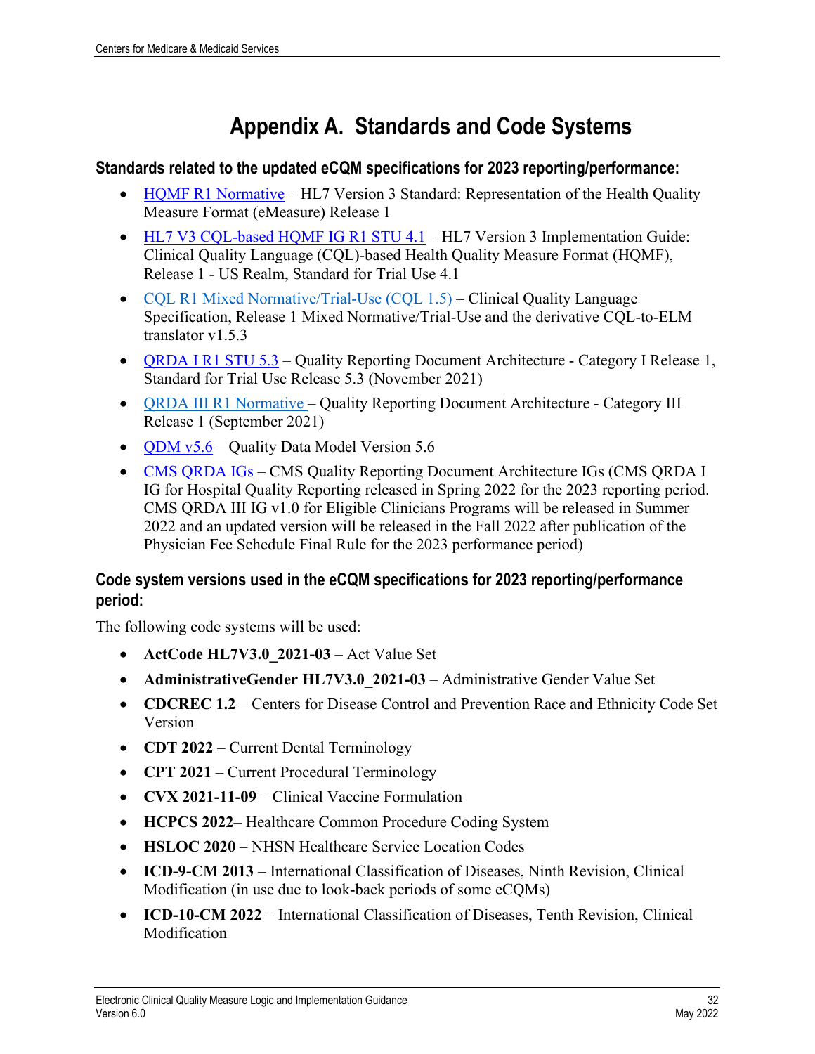# Appendix A. Standards and Code Systems

### Standards related to the updated eCQM specifications for 2023 reporting/performance:

- HQMF R1 Normative – HL7 Version 3 Standard: Representation of the Health Quality Measure Format (eMeasure) Release 1
- HL7 V3 CQL-based HQMF IG R1 STU 4.1 – HL7 Version 3 Implementation Guide: Clinical Quality Language (CQL)-based Health Quality Measure Format (HQMF), Release 1 - US Realm, Standard for Trial Use 4.1
- CQL R1 Mixed Normative/Trial-Use (CQL 1.5) – Clinical Quality Language Specification, Release 1 Mixed Normative/Trial-Use and the derivative CQL-to-ELM translator v1.5.3
- QRDA I R1 STU 5.3 – Quality Reporting Document Architecture - Category I Release 1, Standard for Trial Use Release 5.3 (November 2021)
- QRDA III R1 Normative – Quality Reporting Document Architecture - Category III Release 1 (September 2021)
- QDM v5.6 – Quality Data Model Version 5.6
- CMS QRDA IGs – CMS Quality Reporting Document Architecture IGs (CMS QRDA I IG for Hospital Quality Reporting released in Spring 2022 for the 2023 reporting period. CMS QRDA III IG v1.0 for Eligible Clinicians Programs will be released in Summer 2022 and an updated version will be released in the Fall 2022 after publication of the Physician Fee Schedule Final Rule for the 2023 performance period)

### Code system versions used in the eCQM specifications for 2023 reporting/performance period:

The following code systems will be used:

- **ActCode HL7V3.0_2021-03** – Act Value Set
- **AdministrativeGender HL7V3.0_2021-03** – Administrative Gender Value Set
- **CDCREC 1.2** – Centers for Disease Control and Prevention Race and Ethnicity Code Set Version
- **CDT 2022** – Current Dental Terminology
- **CPT 2021** – Current Procedural Terminology
- **CVX 2021-11-09** – Clinical Vaccine Formulation
- **HCPCS 2022**– Healthcare Common Procedure Coding System
- **HSLOC 2020** – NHSN Healthcare Service Location Codes
- **ICD-9-CM 2013** – International Classification of Diseases, Ninth Revision, Clinical Modification (in use due to look-back periods of some eCQMs)
- **ICD-10-CM 2022** – International Classification of Diseases, Tenth Revision, Clinical Modification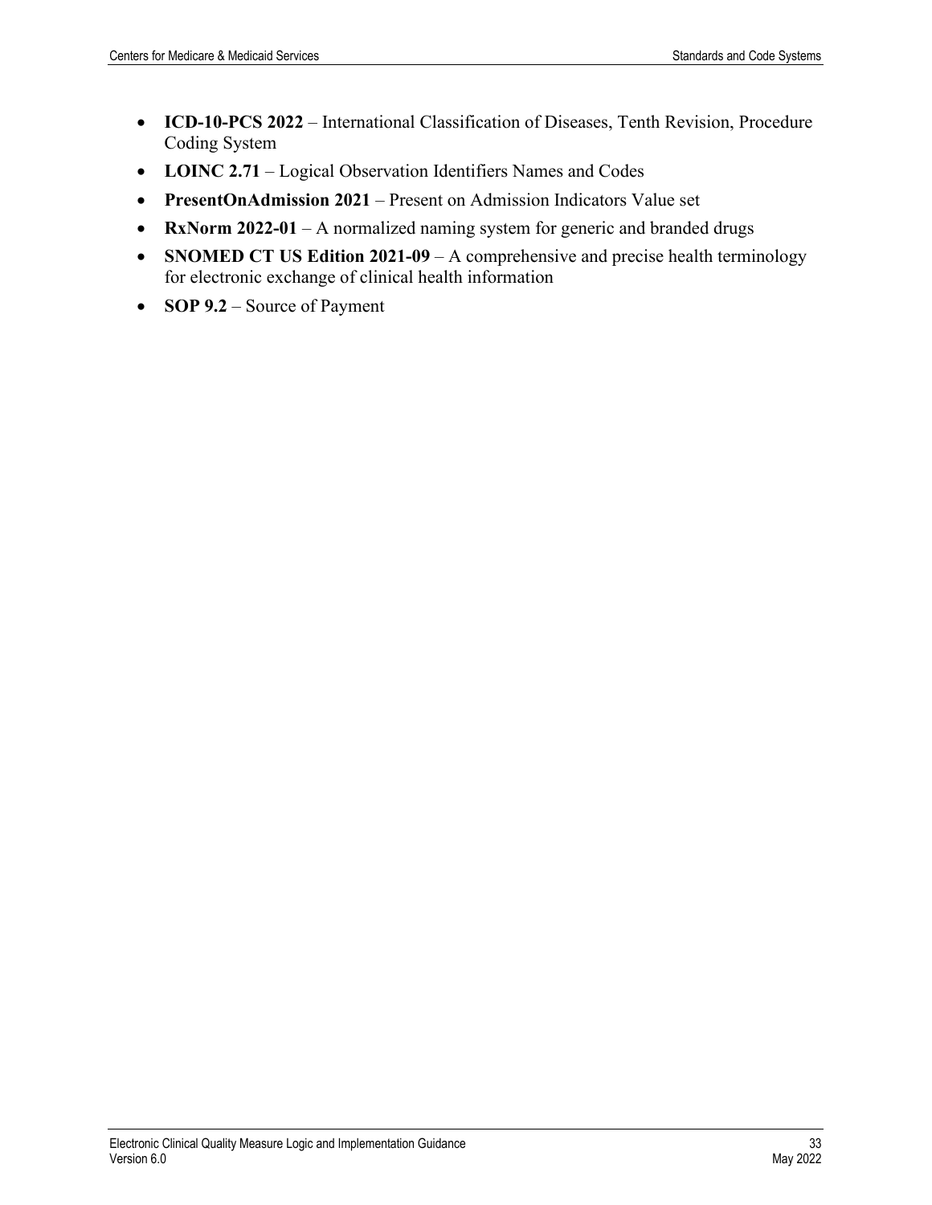- **ICD-10-PCS 2022** – International Classification of Diseases, Tenth Revision, Procedure Coding System
- **LOINC 2.71** – Logical Observation Identifiers Names and Codes
- **PresentOnAdmission 2021** – Present on Admission Indicators Value set
- **RxNorm 2022-01** – A normalized naming system for generic and branded drugs
- **SNOMED CT US Edition 2021-09** – A comprehensive and precise health terminology for electronic exchange of clinical health information
- **SOP 9.2** – Source of Payment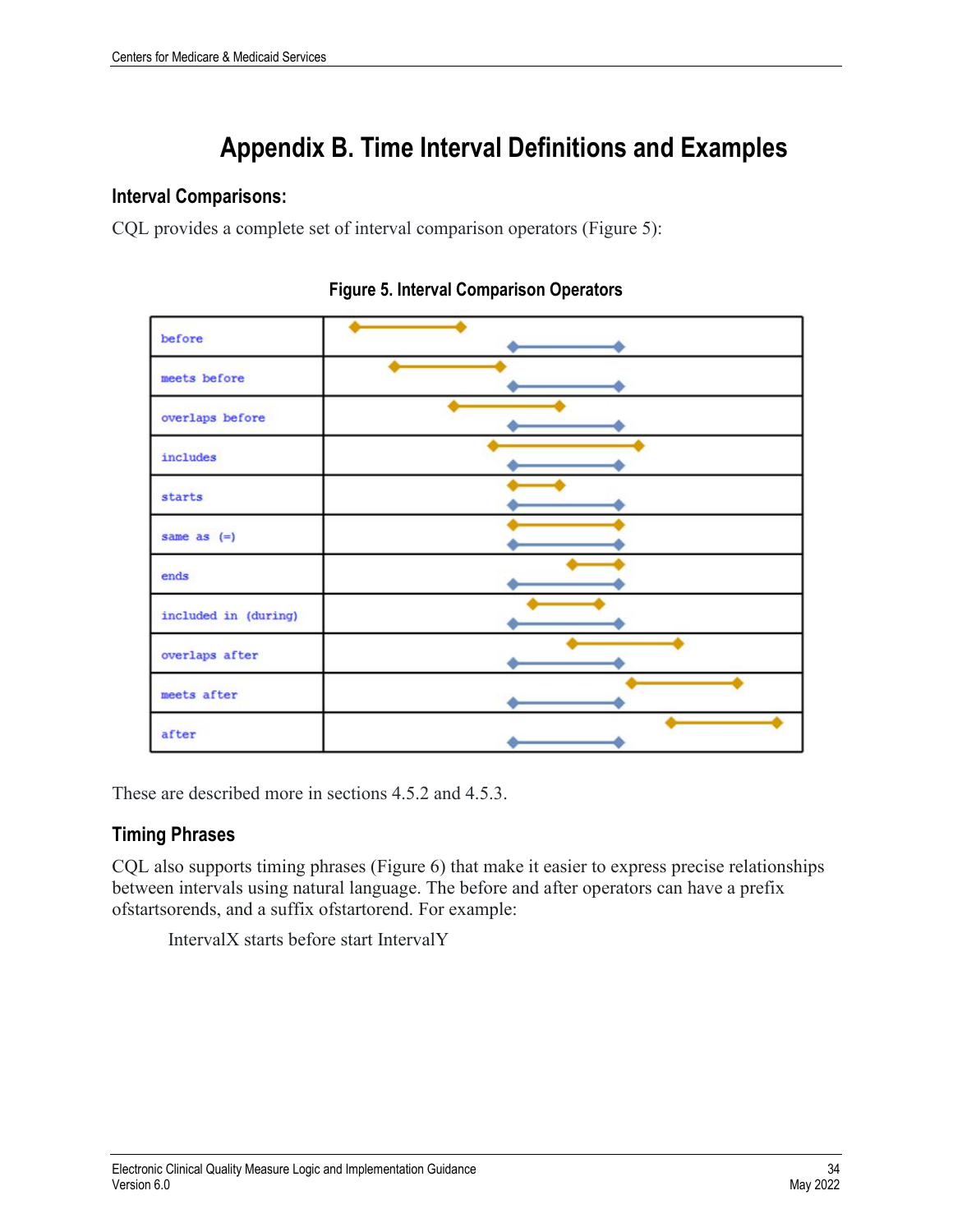# Appendix B. Time Interval Definitions and Examples

## Interval Comparisons:

CQL provides a complete set of interval comparison operators (Figure 5):

**Figure 5. Interval Comparison Operators**

| Operator | |
|---|---|
| before | |
| meets before | |
| overlaps before | |
| includes | |
| starts | |
| same as (=) | |
| ends | |
| included in (during) | |
| overlaps after | |
| meets after | |
| after | |

These are described more in sections 4.5.2 and 4.5.3.

## Timing Phrases

CQL also supports timing phrases (Figure 6) that make it easier to express precise relationships between intervals using natural language. The before and after operators can have a prefix ofstartsorends, and a suffix ofstartorend. For example:

IntervalX starts before start IntervalY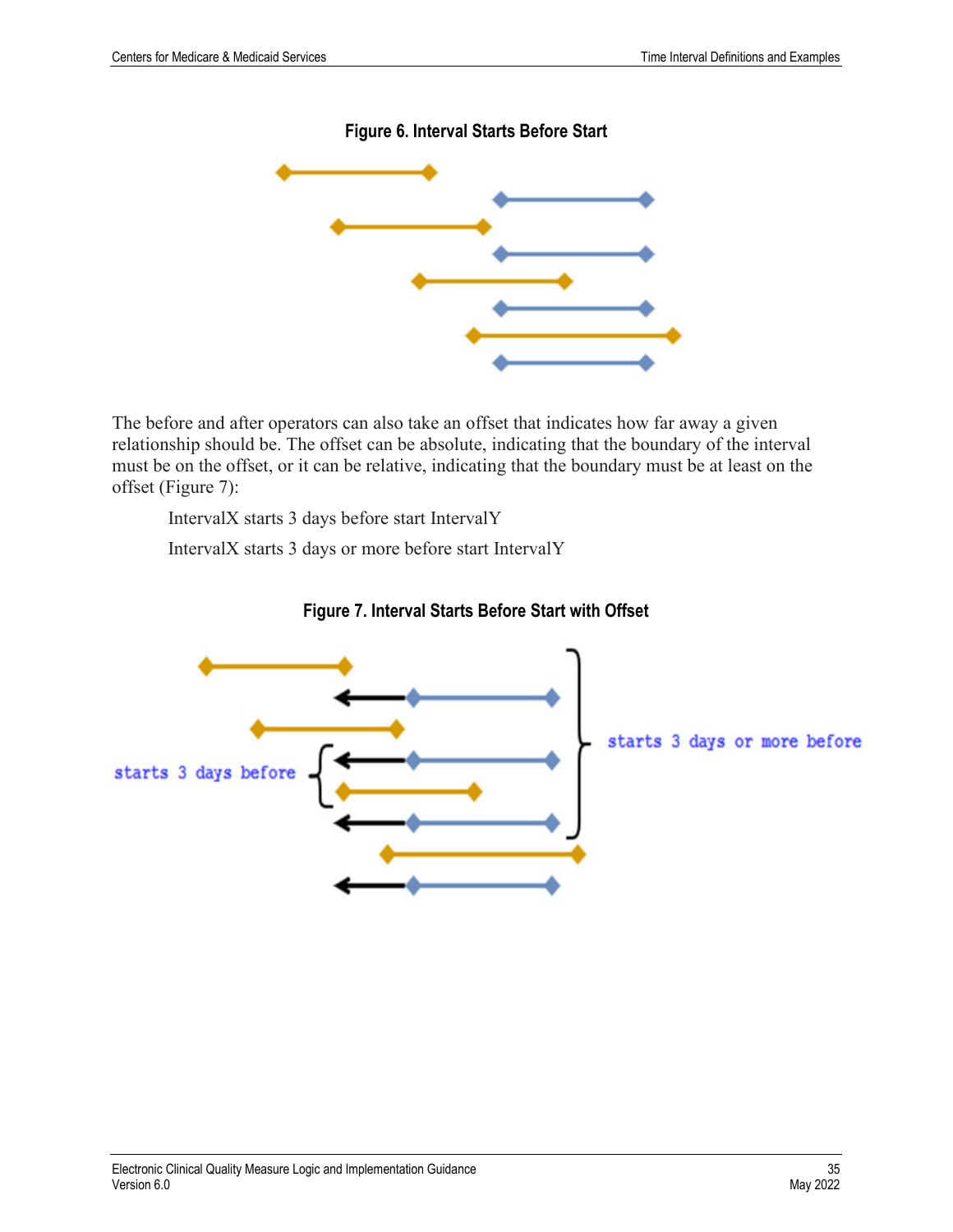**Figure 6. Interval Starts Before Start**

The before and after operators can also take an offset that indicates how far away a given relationship should be. The offset can be absolute, indicating that the boundary of the interval must be on the offset, or it can be relative, indicating that the boundary must be at least on the offset (Figure 7):

> IntervalX starts 3 days before start IntervalY
>
> IntervalX starts 3 days or more before start IntervalY

**Figure 7. Interval Starts Before Start with Offset**

starts 3 days before

starts 3 days or more before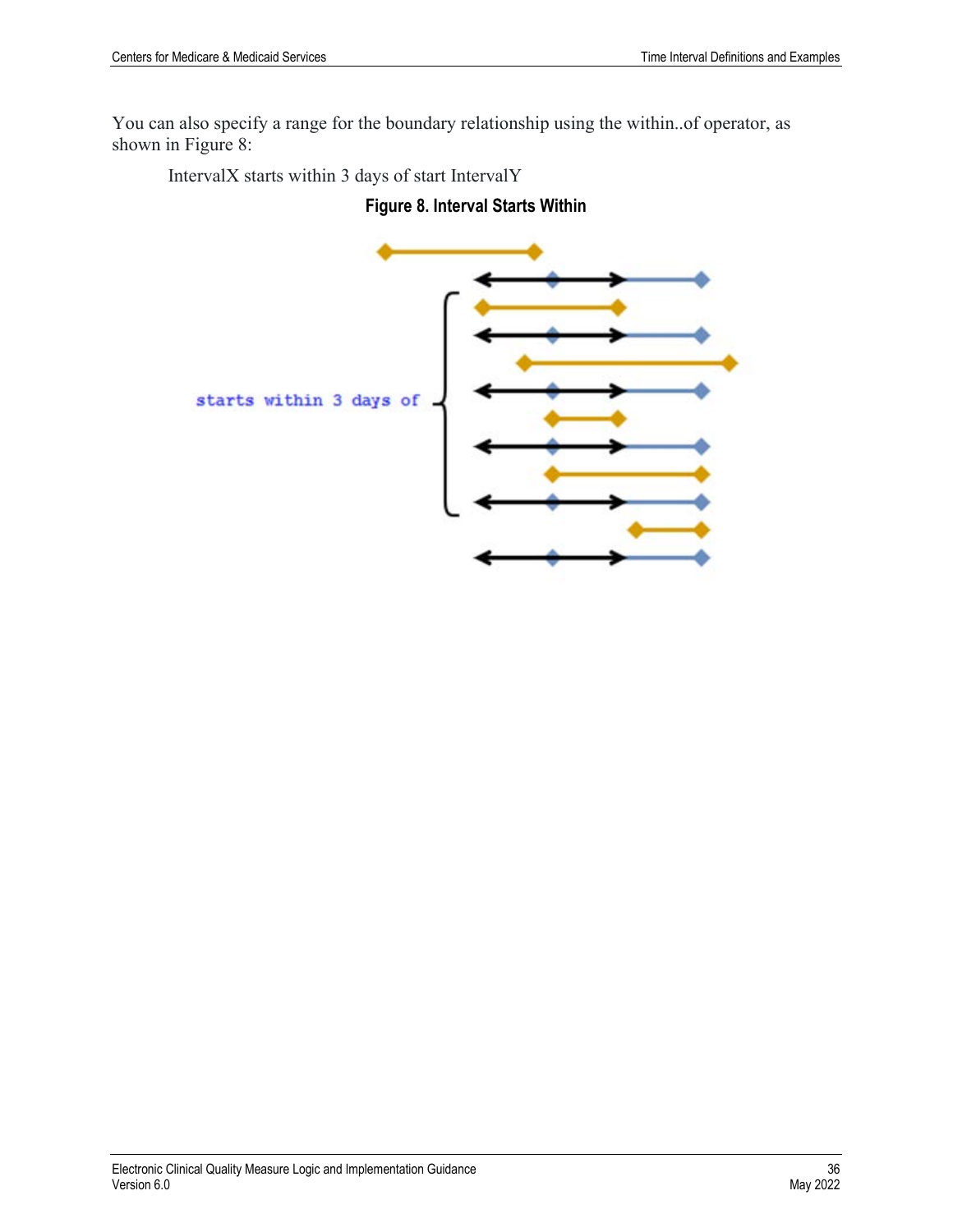You can also specify a range for the boundary relationship using the within..of operator, as shown in Figure 8:

IntervalX starts within 3 days of start IntervalY

**Figure 8. Interval Starts Within**

starts within 3 days of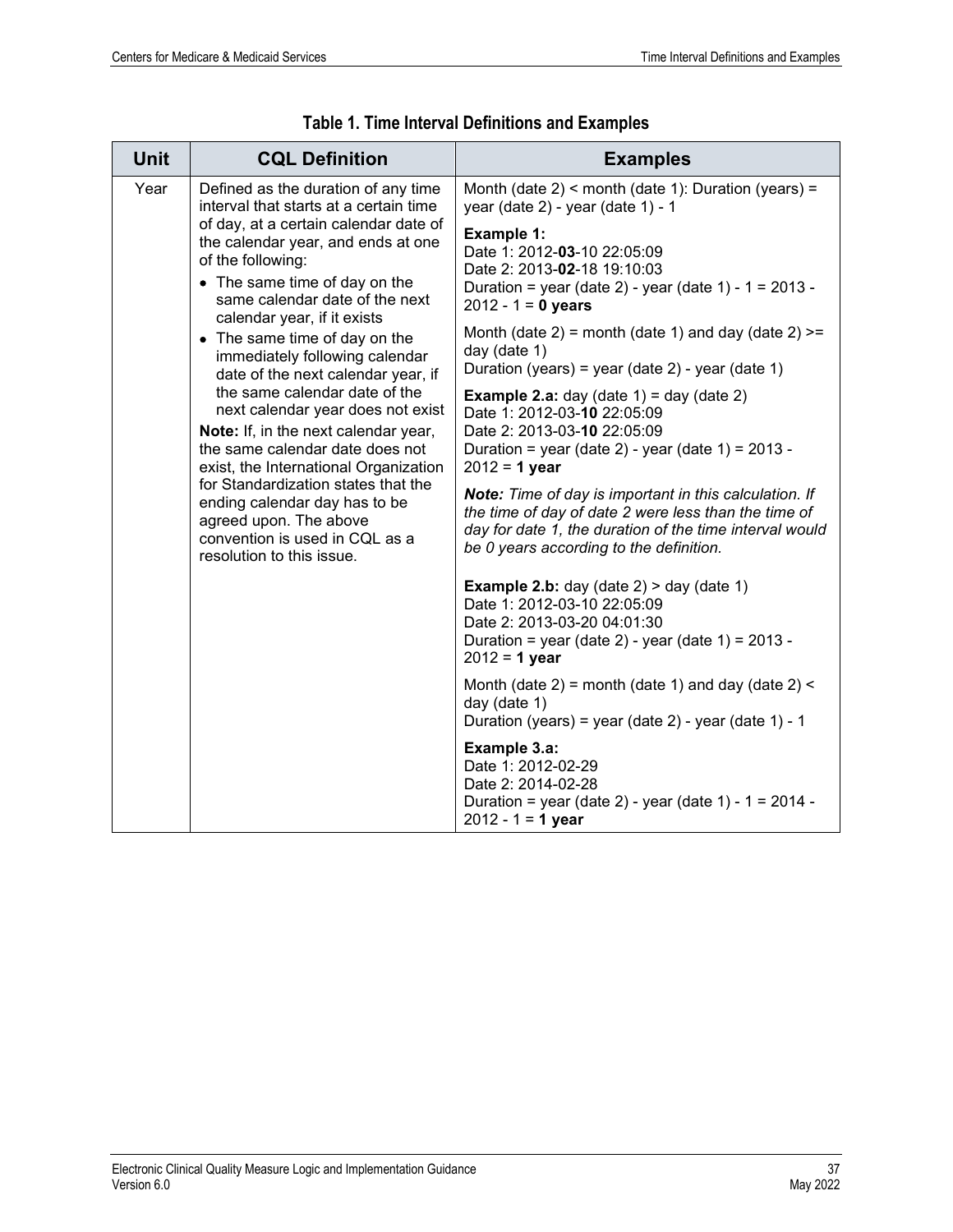**Table 1. Time Interval Definitions and Examples**

| Unit | CQL Definition | Examples |
|---|---|---|
| Year | Defined as the duration of any time interval that starts at a certain time of day, at a certain calendar date of the calendar year, and ends at one of the following:<br>• The same time of day on the same calendar date of the next calendar year, if it exists<br>• The same time of day on the immediately following calendar date of the next calendar year, if the same calendar date of the next calendar year does not exist<br>**Note:** If, in the next calendar year, the same calendar date does not exist, the International Organization for Standardization states that the ending calendar day has to be agreed upon. The above convention is used in CQL as a resolution to this issue. | Month (date 2) < month (date 1): Duration (years) = year (date 2) - year (date 1) - 1<br>**Example 1:**<br>Date 1: 2012-**03**-10 22:05:09<br>Date 2: 2013-**02**-18 19:10:03<br>Duration = year (date 2) - year (date 1) - 1 = 2013 - 2012 - 1 = **0 years**<br>Month (date 2) = month (date 1) and day (date 2) >= day (date 1)<br>Duration (years) = year (date 2) - year (date 1)<br>**Example 2.a:** day (date 1) = day (date 2)<br>Date 1: 2012-03-**10** 22:05:09<br>Date 2: 2013-03-**10** 22:05:09<br>Duration = year (date 2) - year (date 1) = 2013 - 2012 = **1 year**<br>***Note:*** *Time of day is important in this calculation. If the time of day of date 2 were less than the time of day for date 1, the duration of the time interval would be 0 years according to the definition.*<br>**Example 2.b:** day (date 2) > day (date 1)<br>Date 1: 2012-03-10 22:05:09<br>Date 2: 2013-03-20 04:01:30<br>Duration = year (date 2) - year (date 1) = 2013 - 2012 = **1 year**<br>Month (date 2) = month (date 1) and day (date 2) < day (date 1)<br>Duration (years) = year (date 2) - year (date 1) - 1<br>**Example 3.a:**<br>Date 1: 2012-02-29<br>Date 2: 2014-02-28<br>Duration = year (date 2) - year (date 1) - 1 = 2014 - 2012 - 1 = **1 year** |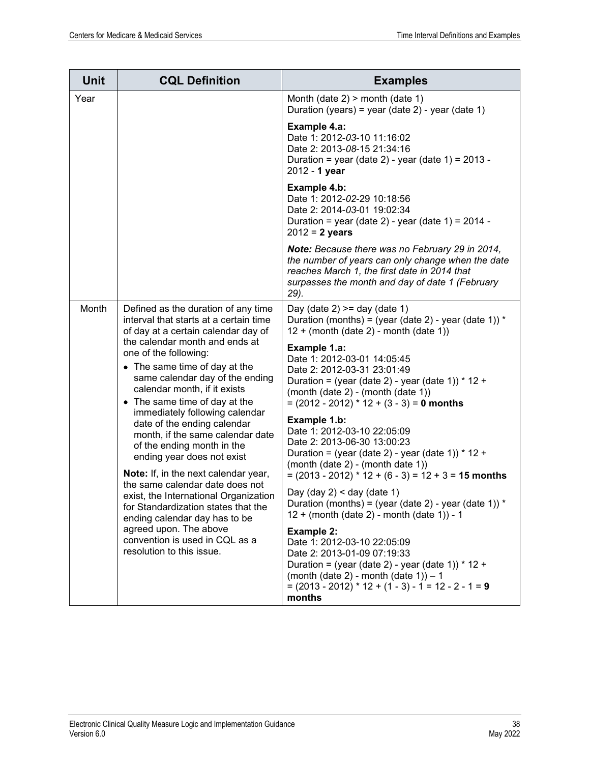| Unit | CQL Definition | Examples |
|---|---|---|
| Year | | Month (date 2) > month (date 1)<br>Duration (years) = year (date 2) - year (date 1)<br><br>**Example 4.a:**<br>Date 1: 2012-*03*-10 11:16:02<br>Date 2: 2013-*08*-15 21:34:16<br>Duration = year (date 2) - year (date 1) = 2013 - 2012 - **1 year**<br><br>**Example 4.b:**<br>Date 1: 2012-*02*-29 10:18:56<br>Date 2: 2014-*03*-01 19:02:34<br>Duration = year (date 2) - year (date 1) = 2014 - 2012 = **2 years**<br><br>***Note:*** *Because there was no February 29 in 2014, the number of years can only change when the date reaches March 1, the first date in 2014 that surpasses the month and day of date 1 (February 29).* |
| Month | Defined as the duration of any time interval that starts at a certain time of day at a certain calendar day of the calendar month and ends at one of the following:<br>• The same time of day at the same calendar day of the ending calendar month, if it exists<br>• The same time of day at the immediately following calendar date of the ending calendar month, if the same calendar date of the ending month in the ending year does not exist<br><br>**Note:** If, in the next calendar year, the same calendar date does not exist, the International Organization for Standardization states that the ending calendar day has to be agreed upon. The above convention is used in CQL as a resolution to this issue. | Day (date 2) >= day (date 1)<br>Duration (months) = (year (date 2) - year (date 1)) * 12 + (month (date 2) - month (date 1))<br><br>**Example 1.a:**<br>Date 1: 2012-03-01 14:05:45<br>Date 2: 2012-03-31 23:01:49<br>Duration = (year (date 2) - year (date 1)) * 12 + (month (date 2) - (month (date 1))<br>= (2012 - 2012) * 12 + (3 - 3) = **0 months**<br><br>**Example 1.b:**<br>Date 1: 2012-03-10 22:05:09<br>Date 2: 2013-06-30 13:00:23<br>Duration = (year (date 2) - year (date 1)) * 12 + (month (date 2) - (month date 1))<br>= (2013 - 2012) * 12 + (6 - 3) = 12 + 3 = **15 months**<br><br>Day (day 2) < day (date 1)<br>Duration (months) = (year (date 2) - year (date 1)) * 12 + (month (date 2) - month (date 1)) - 1<br><br>**Example 2:**<br>Date 1: 2012-03-10 22:05:09<br>Date 2: 2013-01-09 07:19:33<br>Duration = (year (date 2) - year (date 1)) * 12 + (month (date 2) - month (date 1)) – 1<br>= (2013 - 2012) * 12 + (1 - 3) - 1 = 12 - 2 - 1 = **9 months** |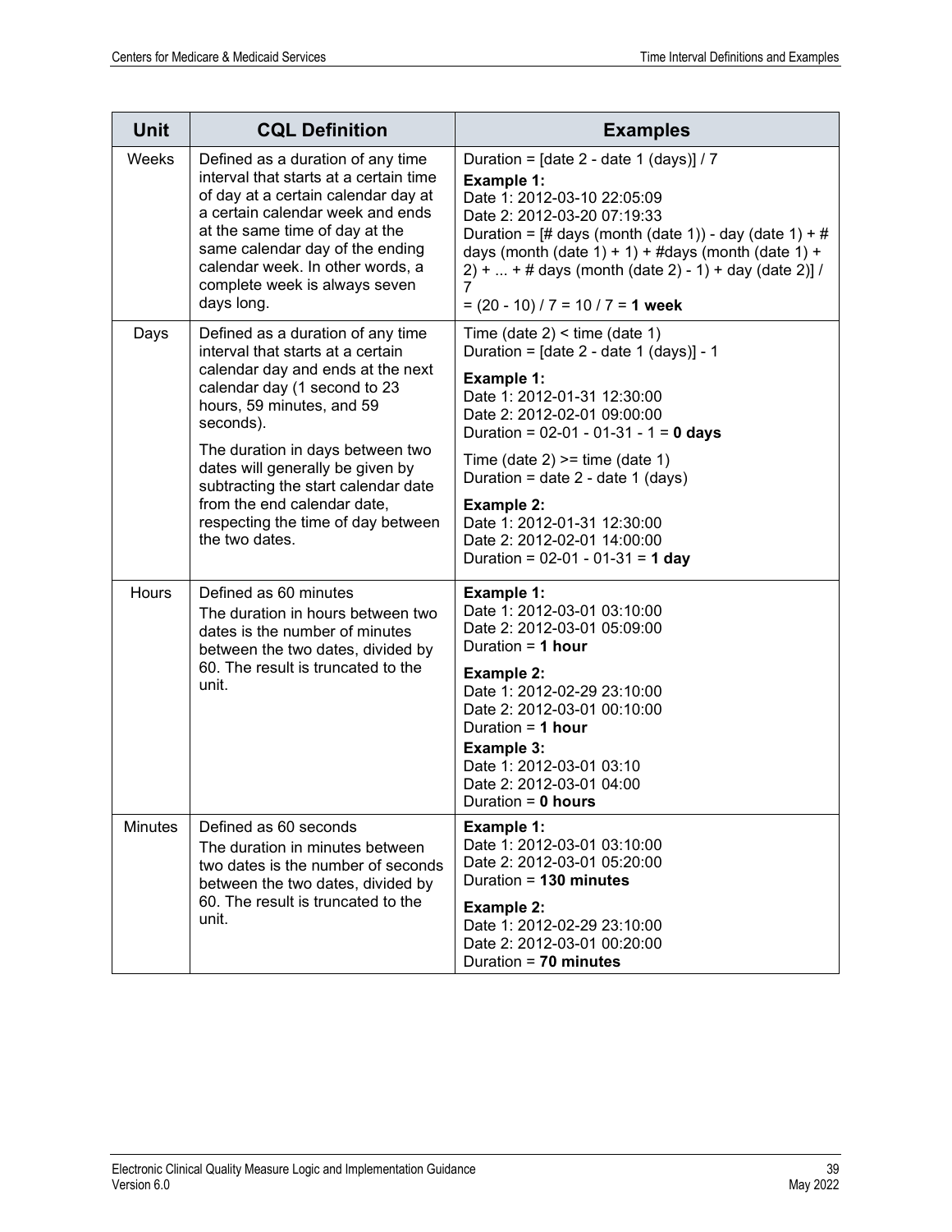| Unit | CQL Definition | Examples |
|---|---|---|
| Weeks | Defined as a duration of any time interval that starts at a certain time of day at a certain calendar day at a certain calendar week and ends at the same time of day at the same calendar day of the ending calendar week. In other words, a complete week is always seven days long. | Duration = [date 2 - date 1 (days)] / 7<br>**Example 1:**<br>Date 1: 2012-03-10 22:05:09<br>Date 2: 2012-03-20 07:19:33<br>Duration = [# days (month (date 1)) - day (date 1) + # days (month (date 1) + 1) + #days (month (date 1) + 2) + ... + # days (month (date 2) - 1) + day (date 2)] / 7<br>= (20 - 10) / 7 = 10 / 7 = **1 week** |
| Days | Defined as a duration of any time interval that starts at a certain calendar day and ends at the next calendar day (1 second to 23 hours, 59 minutes, and 59 seconds).<br>The duration in days between two dates will generally be given by subtracting the start calendar date from the end calendar date, respecting the time of day between the two dates. | Time (date 2) < time (date 1)<br>Duration = [date 2 - date 1 (days)] - 1<br>**Example 1:**<br>Date 1: 2012-01-31 12:30:00<br>Date 2: 2012-02-01 09:00:00<br>Duration = 02-01 - 01-31 - 1 = **0 days**<br>Time (date 2) >= time (date 1)<br>Duration = date 2 - date 1 (days)<br>**Example 2:**<br>Date 1: 2012-01-31 12:30:00<br>Date 2: 2012-02-01 14:00:00<br>Duration = 02-01 - 01-31 = **1 day** |
| Hours | Defined as 60 minutes<br>The duration in hours between two dates is the number of minutes between the two dates, divided by 60. The result is truncated to the unit. | **Example 1:**<br>Date 1: 2012-03-01 03:10:00<br>Date 2: 2012-03-01 05:09:00<br>Duration = **1 hour**<br>**Example 2:**<br>Date 1: 2012-02-29 23:10:00<br>Date 2: 2012-03-01 00:10:00<br>Duration = **1 hour**<br>**Example 3:**<br>Date 1: 2012-03-01 03:10<br>Date 2: 2012-03-01 04:00<br>Duration = **0 hours** |
| Minutes | Defined as 60 seconds<br>The duration in minutes between two dates is the number of seconds between the two dates, divided by 60. The result is truncated to the unit. | **Example 1:**<br>Date 1: 2012-03-01 03:10:00<br>Date 2: 2012-03-01 05:20:00<br>Duration = **130 minutes**<br>**Example 2:**<br>Date 1: 2012-02-29 23:10:00<br>Date 2: 2012-03-01 00:20:00<br>Duration = **70 minutes** |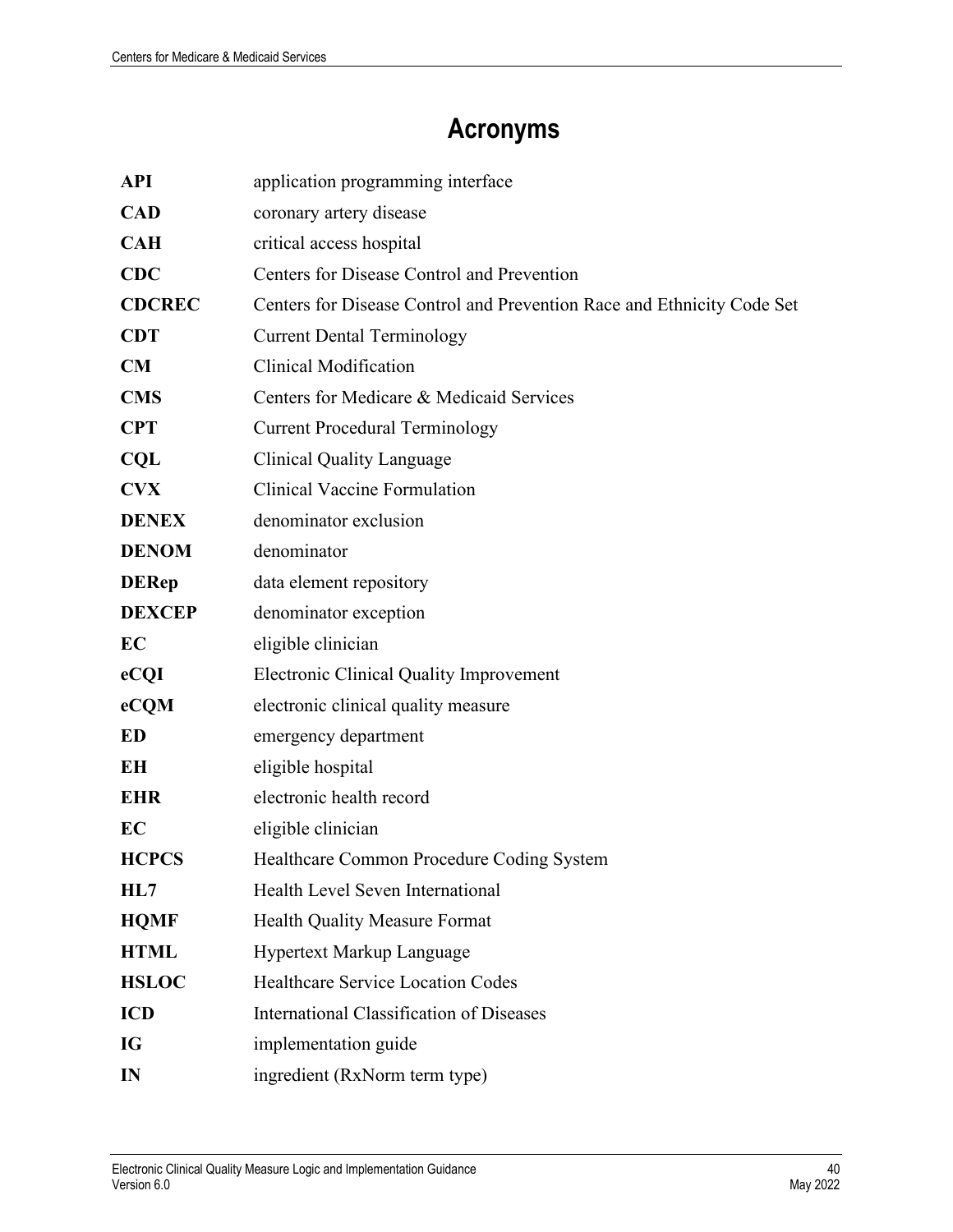# Acronyms

| | |
|---|---|
| **API** | application programming interface |
| **CAD** | coronary artery disease |
| **CAH** | critical access hospital |
| **CDC** | Centers for Disease Control and Prevention |
| **CDCREC** | Centers for Disease Control and Prevention Race and Ethnicity Code Set |
| **CDT** | Current Dental Terminology |
| **CM** | Clinical Modification |
| **CMS** | Centers for Medicare & Medicaid Services |
| **CPT** | Current Procedural Terminology |
| **CQL** | Clinical Quality Language |
| **CVX** | Clinical Vaccine Formulation |
| **DENEX** | denominator exclusion |
| **DENOM** | denominator |
| **DERep** | data element repository |
| **DEXCEP** | denominator exception |
| **EC** | eligible clinician |
| **eCQI** | Electronic Clinical Quality Improvement |
| **eCQM** | electronic clinical quality measure |
| **ED** | emergency department |
| **EH** | eligible hospital |
| **EHR** | electronic health record |
| **EC** | eligible clinician |
| **HCPCS** | Healthcare Common Procedure Coding System |
| **HL7** | Health Level Seven International |
| **HQMF** | Health Quality Measure Format |
| **HTML** | Hypertext Markup Language |
| **HSLOC** | Healthcare Service Location Codes |
| **ICD** | International Classification of Diseases |
| **IG** | implementation guide |
| **IN** | ingredient (RxNorm term type) |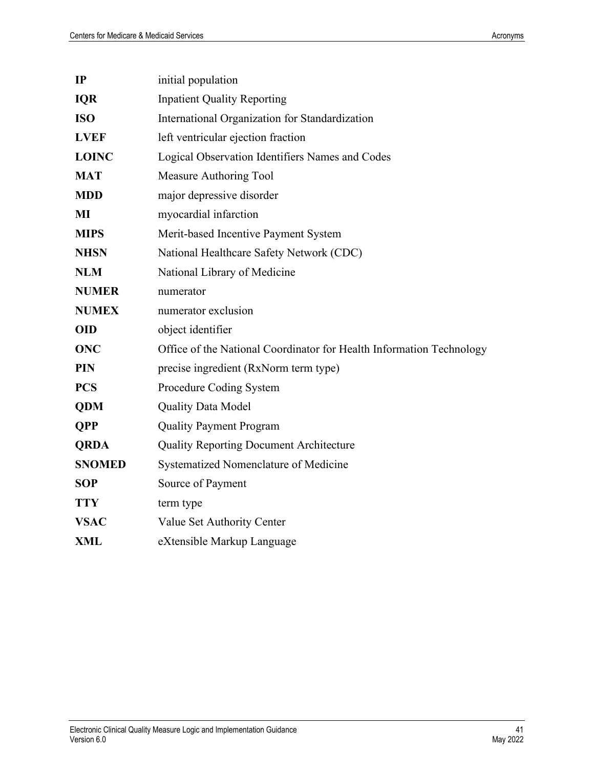| | |
|---|---|
| **IP** | initial population |
| **IQR** | Inpatient Quality Reporting |
| **ISO** | International Organization for Standardization |
| **LVEF** | left ventricular ejection fraction |
| **LOINC** | Logical Observation Identifiers Names and Codes |
| **MAT** | Measure Authoring Tool |
| **MDD** | major depressive disorder |
| **MI** | myocardial infarction |
| **MIPS** | Merit-based Incentive Payment System |
| **NHSN** | National Healthcare Safety Network (CDC) |
| **NLM** | National Library of Medicine |
| **NUMER** | numerator |
| **NUMEX** | numerator exclusion |
| **OID** | object identifier |
| **ONC** | Office of the National Coordinator for Health Information Technology |
| **PIN** | precise ingredient (RxNorm term type) |
| **PCS** | Procedure Coding System |
| **QDM** | Quality Data Model |
| **QPP** | Quality Payment Program |
| **QRDA** | Quality Reporting Document Architecture |
| **SNOMED** | Systematized Nomenclature of Medicine |
| **SOP** | Source of Payment |
| **TTY** | term type |
| **VSAC** | Value Set Authority Center |
| **XML** | eXtensible Markup Language |